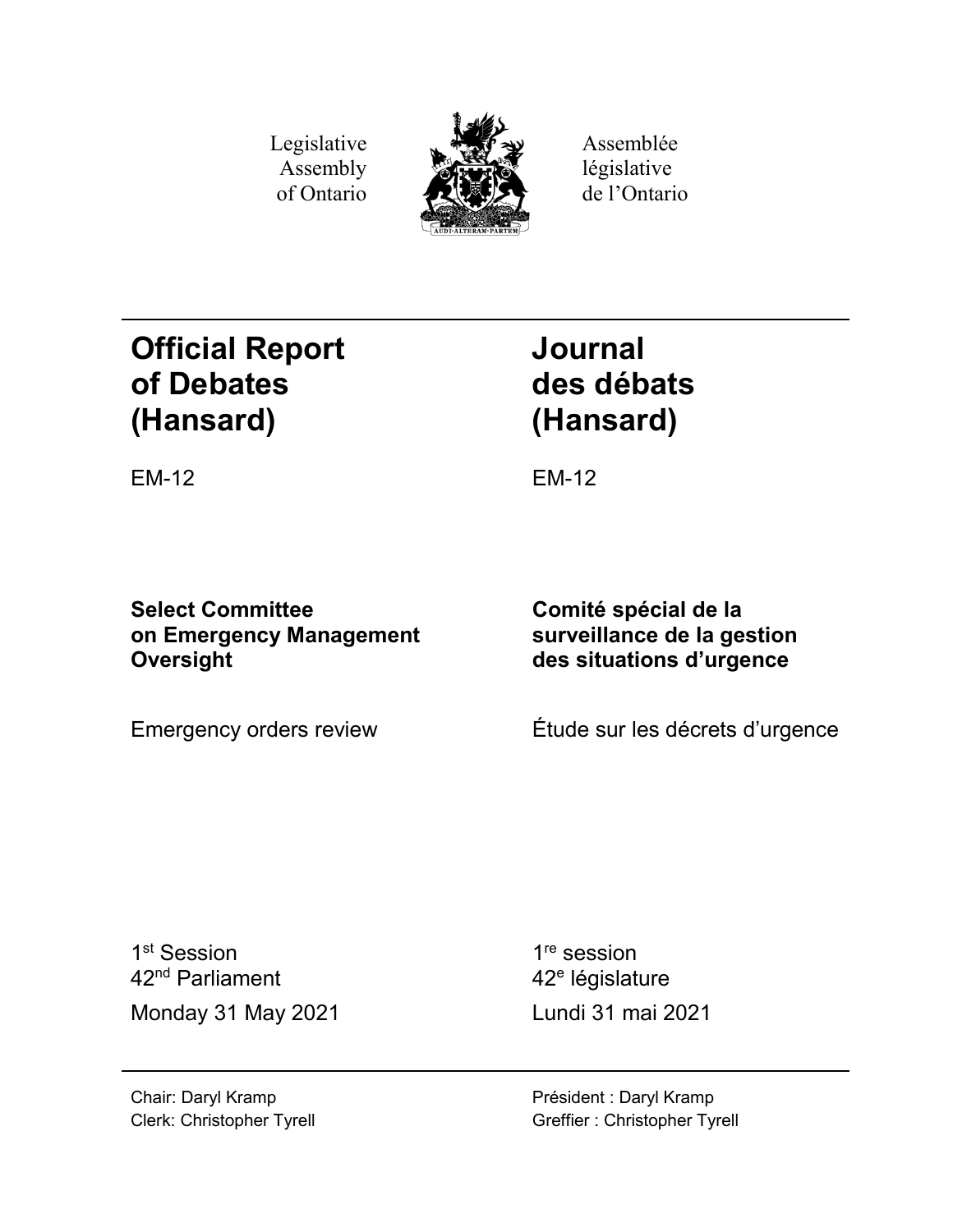Legislative Assembly of Ontario

Assemblée législative de l'Ontario

# Official Report of Debates (Hansard)

EM-12

# Journal des débats (Hansard)

EM-12

**Select Committee on Emergency Management Oversight**

Emergency orders review

**Comité spécial de la surveillance de la gestion des situations d'urgence**

Étude sur les décrets d'urgence

1st Session
42nd Parliament

Monday 31 May 2021

1re session
42e législature

Lundi 31 mai 2021

Chair: Daryl Kramp
Clerk: Christopher Tyrell

Président : Daryl Kramp
Greffier : Christopher Tyrell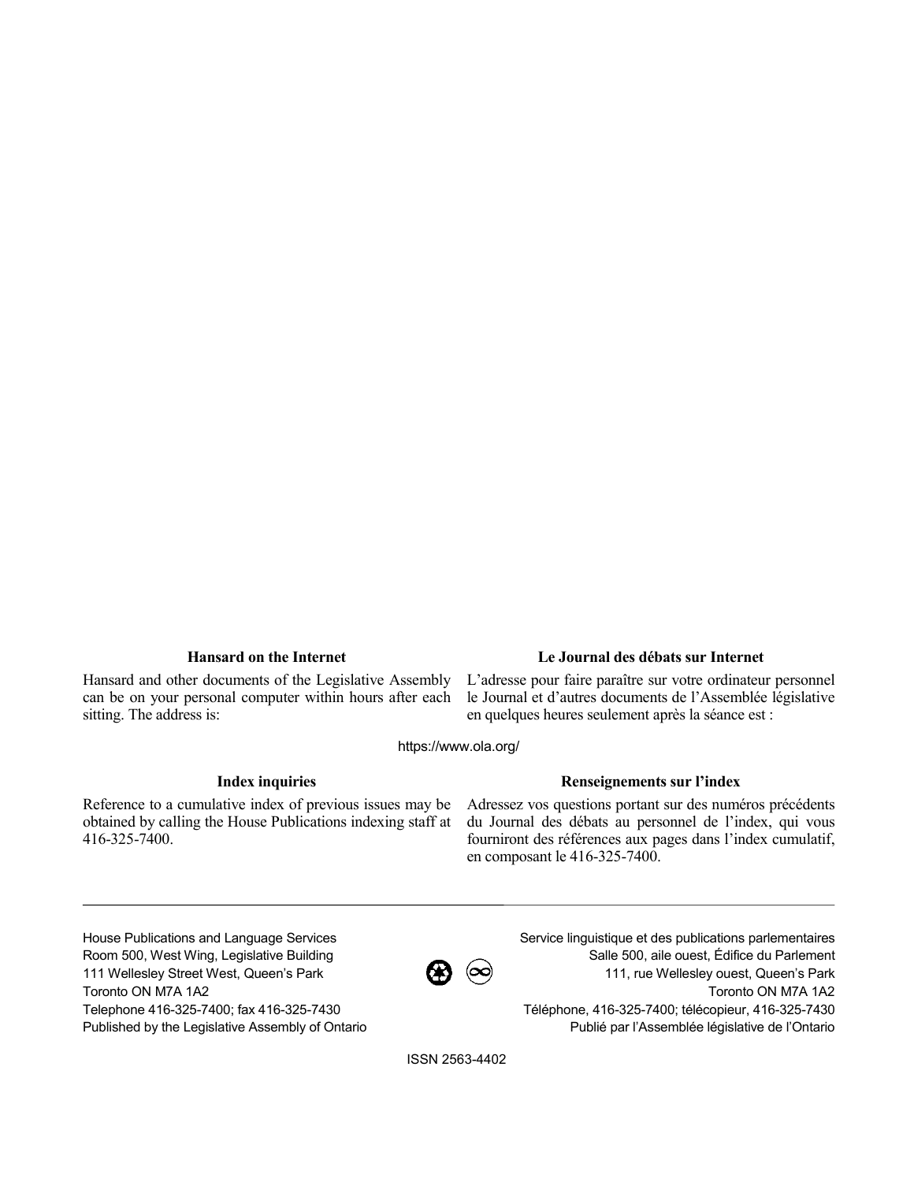### Hansard on the Internet

Hansard and other documents of the Legislative Assembly can be on your personal computer within hours after each sitting. The address is:

### Le Journal des débats sur Internet

L'adresse pour faire paraître sur votre ordinateur personnel le Journal et d'autres documents de l'Assemblée législative en quelques heures seulement après la séance est :

https://www.ola.org/

### Index inquiries

Reference to a cumulative index of previous issues may be obtained by calling the House Publications indexing staff at 416-325-7400.

### Renseignements sur l'index

Adressez vos questions portant sur des numéros précédents du Journal des débats au personnel de l'index, qui vous fourniront des références aux pages dans l'index cumulatif, en composant le 416-325-7400.

---

House Publications and Language Services
Room 500, West Wing, Legislative Building
111 Wellesley Street West, Queen's Park
Toronto ON M7A 1A2
Telephone 416-325-7400; fax 416-325-7430
Published by the Legislative Assembly of Ontario

Service linguistique et des publications parlementaires
Salle 500, aile ouest, Édifice du Parlement
111, rue Wellesley ouest, Queen's Park
Toronto ON M7A 1A2
Téléphone, 416-325-7400; télécopieur, 416-325-7430
Publié par l'Assemblée législative de l'Ontario

ISSN 2563-4402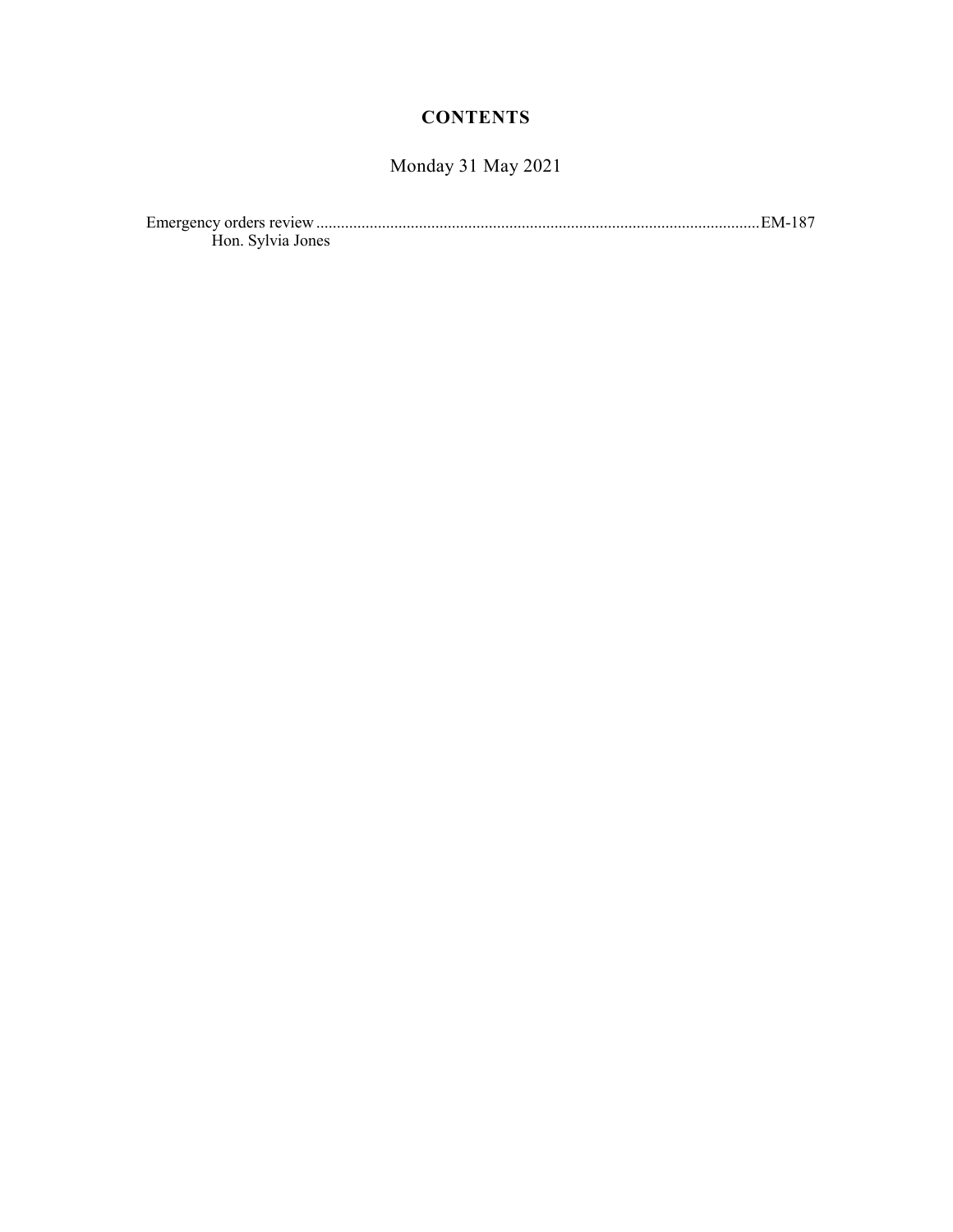# CONTENTS

Monday 31 May 2021

Emergency orders review ............................................................................................................ EM-187
Hon. Sylvia Jones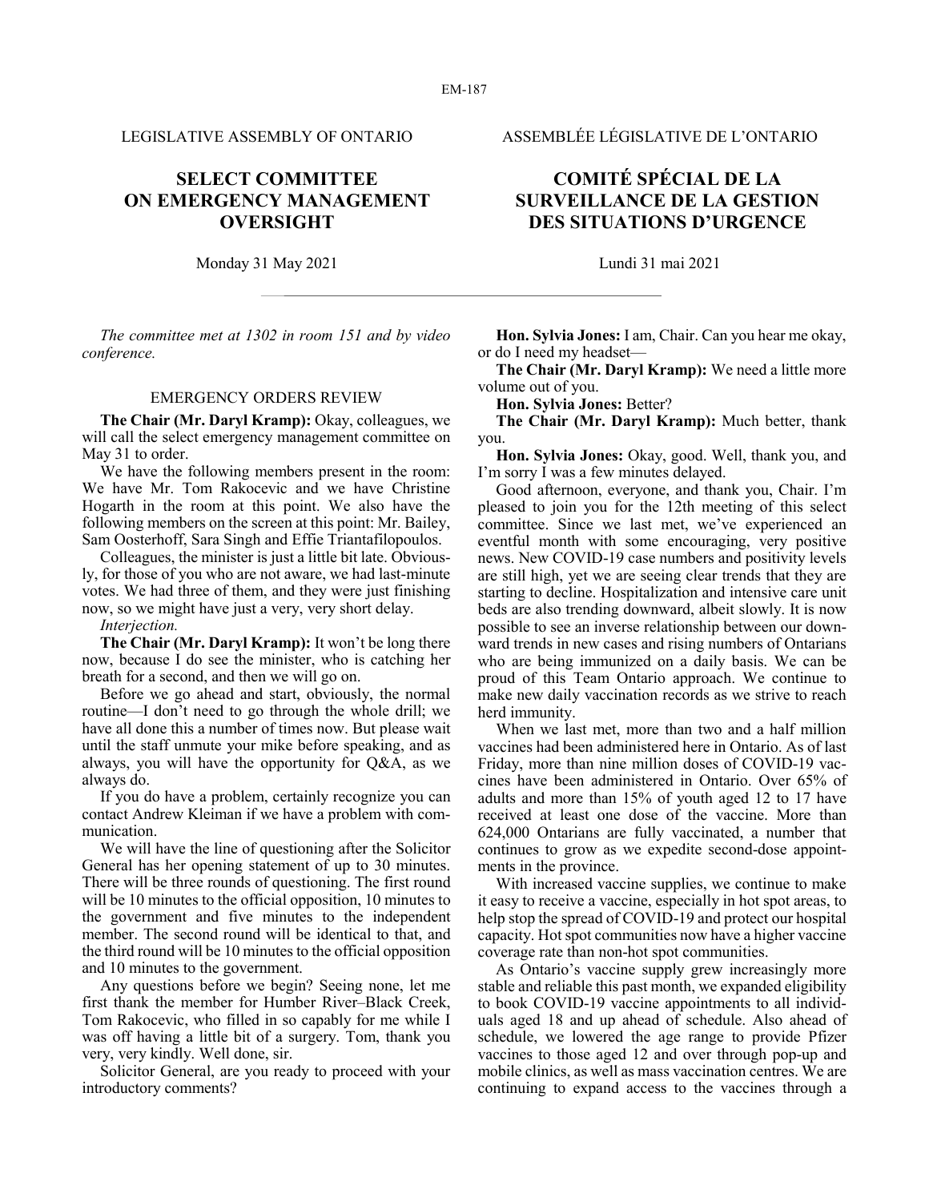LEGISLATIVE ASSEMBLY OF ONTARIO

ASSEMBLÉE LÉGISLATIVE DE L'ONTARIO

# SELECT COMMITTEE ON EMERGENCY MANAGEMENT OVERSIGHT

# COMITÉ SPÉCIAL DE LA SURVEILLANCE DE LA GESTION DES SITUATIONS D'URGENCE

Monday 31 May 2021

Lundi 31 mai 2021

*The committee met at 1302 in room 151 and by video conference.*

## EMERGENCY ORDERS REVIEW

**The Chair (Mr. Daryl Kramp):** Okay, colleagues, we will call the select emergency management committee on May 31 to order.

We have the following members present in the room: We have Mr. Tom Rakocevic and we have Christine Hogarth in the room at this point. We also have the following members on the screen at this point: Mr. Bailey, Sam Oosterhoff, Sara Singh and Effie Triantafilopoulos.

Colleagues, the minister is just a little bit late. Obviously, for those of you who are not aware, we had last-minute votes. We had three of them, and they were just finishing now, so we might have just a very, very short delay.

*Interjection.*

**The Chair (Mr. Daryl Kramp):** It won't be long there now, because I do see the minister, who is catching her breath for a second, and then we will go on.

Before we go ahead and start, obviously, the normal routine—I don't need to go through the whole drill; we have all done this a number of times now. But please wait until the staff unmute your mike before speaking, and as always, you will have the opportunity for Q&A, as we always do.

If you do have a problem, certainly recognize you can contact Andrew Kleiman if we have a problem with communication.

We will have the line of questioning after the Solicitor General has her opening statement of up to 30 minutes. There will be three rounds of questioning. The first round will be 10 minutes to the official opposition, 10 minutes to the government and five minutes to the independent member. The second round will be identical to that, and the third round will be 10 minutes to the official opposition and 10 minutes to the government.

Any questions before we begin? Seeing none, let me first thank the member for Humber River–Black Creek, Tom Rakocevic, who filled in so capably for me while I was off having a little bit of a surgery. Tom, thank you very, very kindly. Well done, sir.

Solicitor General, are you ready to proceed with your introductory comments?

**Hon. Sylvia Jones:** I am, Chair. Can you hear me okay, or do I need my headset—

**The Chair (Mr. Daryl Kramp):** We need a little more volume out of you.

**Hon. Sylvia Jones:** Better?

**The Chair (Mr. Daryl Kramp):** Much better, thank you.

**Hon. Sylvia Jones:** Okay, good. Well, thank you, and I'm sorry I was a few minutes delayed.

Good afternoon, everyone, and thank you, Chair. I'm pleased to join you for the 12th meeting of this select committee. Since we last met, we've experienced an eventful month with some encouraging, very positive news. New COVID-19 case numbers and positivity levels are still high, yet we are seeing clear trends that they are starting to decline. Hospitalization and intensive care unit beds are also trending downward, albeit slowly. It is now possible to see an inverse relationship between our downward trends in new cases and rising numbers of Ontarians who are being immunized on a daily basis. We can be proud of this Team Ontario approach. We continue to make new daily vaccination records as we strive to reach herd immunity.

When we last met, more than two and a half million vaccines had been administered here in Ontario. As of last Friday, more than nine million doses of COVID-19 vaccines have been administered in Ontario. Over 65% of adults and more than 15% of youth aged 12 to 17 have received at least one dose of the vaccine. More than 624,000 Ontarians are fully vaccinated, a number that continues to grow as we expedite second-dose appointments in the province.

With increased vaccine supplies, we continue to make it easy to receive a vaccine, especially in hot spot areas, to help stop the spread of COVID-19 and protect our hospital capacity. Hot spot communities now have a higher vaccine coverage rate than non-hot spot communities.

As Ontario's vaccine supply grew increasingly more stable and reliable this past month, we expanded eligibility to book COVID-19 vaccine appointments to all individuals aged 18 and up ahead of schedule. Also ahead of schedule, we lowered the age range to provide Pfizer vaccines to those aged 12 and over through pop-up and mobile clinics, as well as mass vaccination centres. We are continuing to expand access to the vaccines through a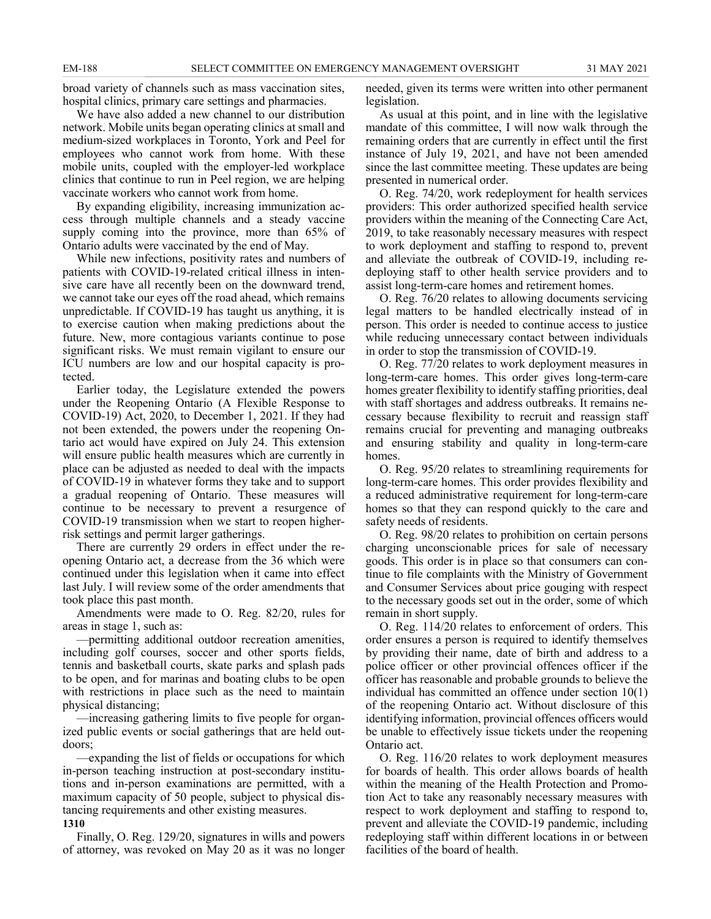broad variety of channels such as mass vaccination sites, hospital clinics, primary care settings and pharmacies.

We have also added a new channel to our distribution network. Mobile units began operating clinics at small and medium-sized workplaces in Toronto, York and Peel for employees who cannot work from home. With these mobile units, coupled with the employer-led workplace clinics that continue to run in Peel region, we are helping vaccinate workers who cannot work from home.

By expanding eligibility, increasing immunization access through multiple channels and a steady vaccine supply coming into the province, more than 65% of Ontario adults were vaccinated by the end of May.

While new infections, positivity rates and numbers of patients with COVID-19-related critical illness in intensive care have all recently been on the downward trend, we cannot take our eyes off the road ahead, which remains unpredictable. If COVID-19 has taught us anything, it is to exercise caution when making predictions about the future. New, more contagious variants continue to pose significant risks. We must remain vigilant to ensure our ICU numbers are low and our hospital capacity is protected.

Earlier today, the Legislature extended the powers under the Reopening Ontario (A Flexible Response to COVID-19) Act, 2020, to December 1, 2021. If they had not been extended, the powers under the reopening Ontario act would have expired on July 24. This extension will ensure public health measures which are currently in place can be adjusted as needed to deal with the impacts of COVID-19 in whatever forms they take and to support a gradual reopening of Ontario. These measures will continue to be necessary to prevent a resurgence of COVID-19 transmission when we start to reopen higher-risk settings and permit larger gatherings.

There are currently 29 orders in effect under the reopening Ontario act, a decrease from the 36 which were continued under this legislation when it came into effect last July. I will review some of the order amendments that took place this past month.

Amendments were made to O. Reg. 82/20, rules for areas in stage 1, such as:

—permitting additional outdoor recreation amenities, including golf courses, soccer and other sports fields, tennis and basketball courts, skate parks and splash pads to be open, and for marinas and boating clubs to be open with restrictions in place such as the need to maintain physical distancing;

—increasing gathering limits to five people for organized public events or social gatherings that are held outdoors;

—expanding the list of fields or occupations for which in-person teaching instruction at post-secondary institutions and in-person examinations are permitted, with a maximum capacity of 50 people, subject to physical distancing requirements and other existing measures.

**1310**

Finally, O. Reg. 129/20, signatures in wills and powers of attorney, was revoked on May 20 as it was no longer needed, given its terms were written into other permanent legislation.

As usual at this point, and in line with the legislative mandate of this committee, I will now walk through the remaining orders that are currently in effect until the first instance of July 19, 2021, and have not been amended since the last committee meeting. These updates are being presented in numerical order.

O. Reg. 74/20, work redeployment for health services providers: This order authorized specified health service providers within the meaning of the Connecting Care Act, 2019, to take reasonably necessary measures with respect to work deployment and staffing to respond to, prevent and alleviate the outbreak of COVID-19, including redeploying staff to other health service providers and to assist long-term-care homes and retirement homes.

O. Reg. 76/20 relates to allowing documents servicing legal matters to be handled electrically instead of in person. This order is needed to continue access to justice while reducing unnecessary contact between individuals in order to stop the transmission of COVID-19.

O. Reg. 77/20 relates to work deployment measures in long-term-care homes. This order gives long-term-care homes greater flexibility to identify staffing priorities, deal with staff shortages and address outbreaks. It remains necessary because flexibility to recruit and reassign staff remains crucial for preventing and managing outbreaks and ensuring stability and quality in long-term-care homes.

O. Reg. 95/20 relates to streamlining requirements for long-term-care homes. This order provides flexibility and a reduced administrative requirement for long-term-care homes so that they can respond quickly to the care and safety needs of residents.

O. Reg. 98/20 relates to prohibition on certain persons charging unconscionable prices for sale of necessary goods. This order is in place so that consumers can continue to file complaints with the Ministry of Government and Consumer Services about price gouging with respect to the necessary goods set out in the order, some of which remain in short supply.

O. Reg. 114/20 relates to enforcement of orders. This order ensures a person is required to identify themselves by providing their name, date of birth and address to a police officer or other provincial offences officer if the officer has reasonable and probable grounds to believe the individual has committed an offence under section 10(1) of the reopening Ontario act. Without disclosure of this identifying information, provincial offences officers would be unable to effectively issue tickets under the reopening Ontario act.

O. Reg. 116/20 relates to work deployment measures for boards of health. This order allows boards of health within the meaning of the Health Protection and Promotion Act to take any reasonably necessary measures with respect to work deployment and staffing to respond to, prevent and alleviate the COVID-19 pandemic, including redeploying staff within different locations in or between facilities of the board of health.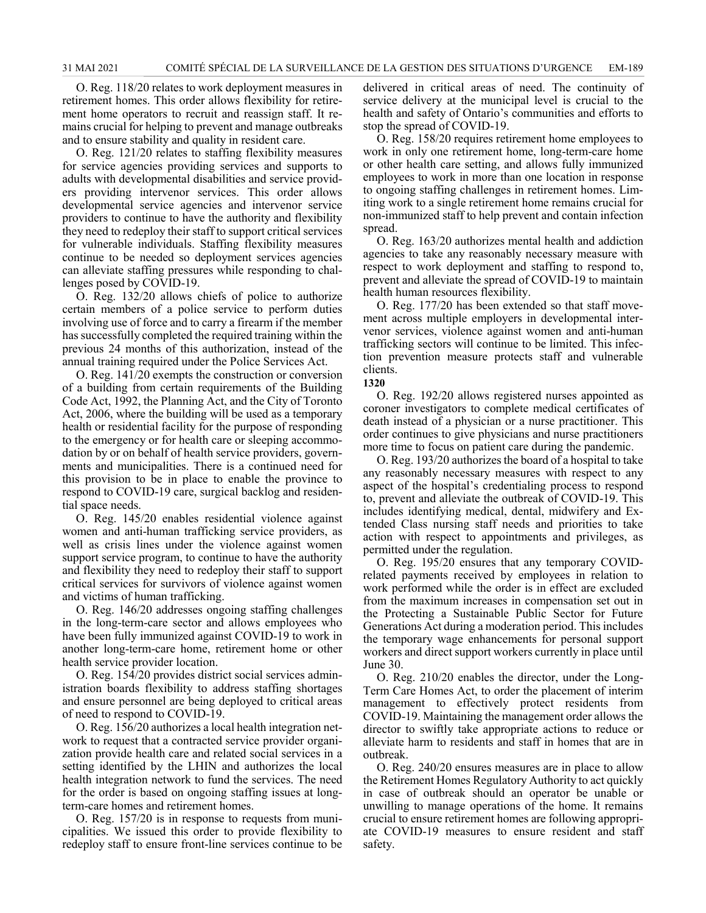O. Reg. 118/20 relates to work deployment measures in retirement homes. This order allows flexibility for retirement home operators to recruit and reassign staff. It remains crucial for helping to prevent and manage outbreaks and to ensure stability and quality in resident care.

O. Reg. 121/20 relates to staffing flexibility measures for service agencies providing services and supports to adults with developmental disabilities and service providers providing intervenor services. This order allows developmental service agencies and intervenor service providers to continue to have the authority and flexibility they need to redeploy their staff to support critical services for vulnerable individuals. Staffing flexibility measures continue to be needed so deployment services agencies can alleviate staffing pressures while responding to challenges posed by COVID-19.

O. Reg. 132/20 allows chiefs of police to authorize certain members of a police service to perform duties involving use of force and to carry a firearm if the member has successfully completed the required training within the previous 24 months of this authorization, instead of the annual training required under the Police Services Act.

O. Reg. 141/20 exempts the construction or conversion of a building from certain requirements of the Building Code Act, 1992, the Planning Act, and the City of Toronto Act, 2006, where the building will be used as a temporary health or residential facility for the purpose of responding to the emergency or for health care or sleeping accommodation by or on behalf of health service providers, governments and municipalities. There is a continued need for this provision to be in place to enable the province to respond to COVID-19 care, surgical backlog and residential space needs.

O. Reg. 145/20 enables residential violence against women and anti-human trafficking service providers, as well as crisis lines under the violence against women support service program, to continue to have the authority and flexibility they need to redeploy their staff to support critical services for survivors of violence against women and victims of human trafficking.

O. Reg. 146/20 addresses ongoing staffing challenges in the long-term-care sector and allows employees who have been fully immunized against COVID-19 to work in another long-term-care home, retirement home or other health service provider location.

O. Reg. 154/20 provides district social services administration boards flexibility to address staffing shortages and ensure personnel are being deployed to critical areas of need to respond to COVID-19.

O. Reg. 156/20 authorizes a local health integration network to request that a contracted service provider organization provide health care and related social services in a setting identified by the LHIN and authorizes the local health integration network to fund the services. The need for the order is based on ongoing staffing issues at long-term-care homes and retirement homes.

O. Reg. 157/20 is in response to requests from municipalities. We issued this order to provide flexibility to redeploy staff to ensure front-line services continue to be delivered in critical areas of need. The continuity of service delivery at the municipal level is crucial to the health and safety of Ontario's communities and efforts to stop the spread of COVID-19.

O. Reg. 158/20 requires retirement home employees to work in only one retirement home, long-term-care home or other health care setting, and allows fully immunized employees to work in more than one location in response to ongoing staffing challenges in retirement homes. Limiting work to a single retirement home remains crucial for non-immunized staff to help prevent and contain infection spread.

O. Reg. 163/20 authorizes mental health and addiction agencies to take any reasonably necessary measure with respect to work deployment and staffing to respond to, prevent and alleviate the spread of COVID-19 to maintain health human resources flexibility.

O. Reg. 177/20 has been extended so that staff movement across multiple employers in developmental intervenor services, violence against women and anti-human trafficking sectors will continue to be limited. This infection prevention measure protects staff and vulnerable clients.

**1320**

O. Reg. 192/20 allows registered nurses appointed as coroner investigators to complete medical certificates of death instead of a physician or a nurse practitioner. This order continues to give physicians and nurse practitioners more time to focus on patient care during the pandemic.

O. Reg. 193/20 authorizes the board of a hospital to take any reasonably necessary measures with respect to any aspect of the hospital's credentialing process to respond to, prevent and alleviate the outbreak of COVID-19. This includes identifying medical, dental, midwifery and Extended Class nursing staff needs and priorities to take action with respect to appointments and privileges, as permitted under the regulation.

O. Reg. 195/20 ensures that any temporary COVID-related payments received by employees in relation to work performed while the order is in effect are excluded from the maximum increases in compensation set out in the Protecting a Sustainable Public Sector for Future Generations Act during a moderation period. This includes the temporary wage enhancements for personal support workers and direct support workers currently in place until June 30.

O. Reg. 210/20 enables the director, under the Long-Term Care Homes Act, to order the placement of interim management to effectively protect residents from COVID-19. Maintaining the management order allows the director to swiftly take appropriate actions to reduce or alleviate harm to residents and staff in homes that are in outbreak.

O. Reg. 240/20 ensures measures are in place to allow the Retirement Homes Regulatory Authority to act quickly in case of outbreak should an operator be unable or unwilling to manage operations of the home. It remains crucial to ensure retirement homes are following appropriate COVID-19 measures to ensure resident and staff safety.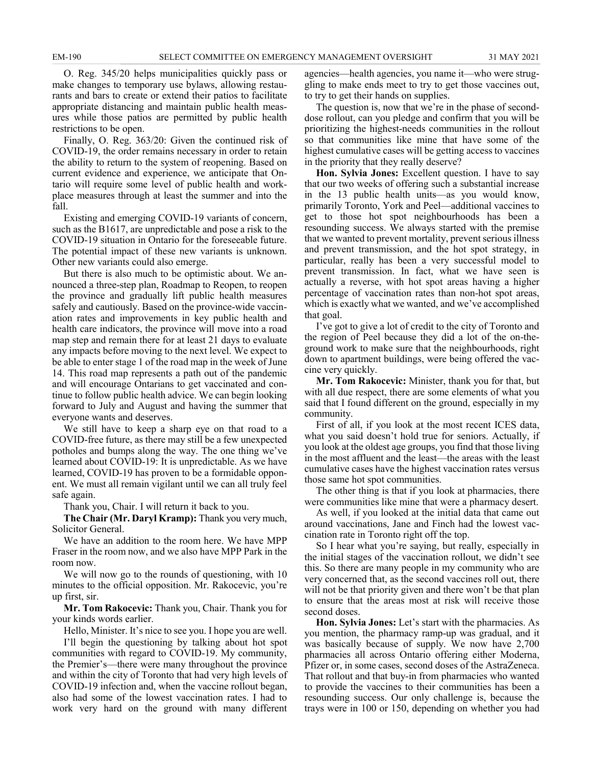O. Reg. 345/20 helps municipalities quickly pass or make changes to temporary use bylaws, allowing restaurants and bars to create or extend their patios to facilitate appropriate distancing and maintain public health measures while those patios are permitted by public health restrictions to be open.

Finally, O. Reg. 363/20: Given the continued risk of COVID-19, the order remains necessary in order to retain the ability to return to the system of reopening. Based on current evidence and experience, we anticipate that Ontario will require some level of public health and workplace measures through at least the summer and into the fall.

Existing and emerging COVID-19 variants of concern, such as the B1617, are unpredictable and pose a risk to the COVID-19 situation in Ontario for the foreseeable future. The potential impact of these new variants is unknown. Other new variants could also emerge.

But there is also much to be optimistic about. We announced a three-step plan, Roadmap to Reopen, to reopen the province and gradually lift public health measures safely and cautiously. Based on the province-wide vaccination rates and improvements in key public health and health care indicators, the province will move into a road map step and remain there for at least 21 days to evaluate any impacts before moving to the next level. We expect to be able to enter stage 1 of the road map in the week of June 14. This road map represents a path out of the pandemic and will encourage Ontarians to get vaccinated and continue to follow public health advice. We can begin looking forward to July and August and having the summer that everyone wants and deserves.

We still have to keep a sharp eye on that road to a COVID-free future, as there may still be a few unexpected potholes and bumps along the way. The one thing we've learned about COVID-19: It is unpredictable. As we have learned, COVID-19 has proven to be a formidable opponent. We must all remain vigilant until we can all truly feel safe again.

Thank you, Chair. I will return it back to you.

**The Chair (Mr. Daryl Kramp):** Thank you very much, Solicitor General.

We have an addition to the room here. We have MPP Fraser in the room now, and we also have MPP Park in the room now.

We will now go to the rounds of questioning, with 10 minutes to the official opposition. Mr. Rakocevic, you're up first, sir.

**Mr. Tom Rakocevic:** Thank you, Chair. Thank you for your kinds words earlier.

Hello, Minister. It's nice to see you. I hope you are well.

I'll begin the questioning by talking about hot spot communities with regard to COVID-19. My community, the Premier's—there were many throughout the province and within the city of Toronto that had very high levels of COVID-19 infection and, when the vaccine rollout began, also had some of the lowest vaccination rates. I had to work very hard on the ground with many different agencies—health agencies, you name it—who were struggling to make ends meet to try to get those vaccines out, to try to get their hands on supplies.

The question is, now that we're in the phase of second-dose rollout, can you pledge and confirm that you will be prioritizing the highest-needs communities in the rollout so that communities like mine that have some of the highest cumulative cases will be getting access to vaccines in the priority that they really deserve?

**Hon. Sylvia Jones:** Excellent question. I have to say that our two weeks of offering such a substantial increase in the 13 public health units—as you would know, primarily Toronto, York and Peel—additional vaccines to get to those hot spot neighbourhoods has been a resounding success. We always started with the premise that we wanted to prevent mortality, prevent serious illness and prevent transmission, and the hot spot strategy, in particular, really has been a very successful model to prevent transmission. In fact, what we have seen is actually a reverse, with hot spot areas having a higher percentage of vaccination rates than non-hot spot areas, which is exactly what we wanted, and we've accomplished that goal.

I've got to give a lot of credit to the city of Toronto and the region of Peel because they did a lot of the on-the-ground work to make sure that the neighbourhoods, right down to apartment buildings, were being offered the vaccine very quickly.

**Mr. Tom Rakocevic:** Minister, thank you for that, but with all due respect, there are some elements of what you said that I found different on the ground, especially in my community.

First of all, if you look at the most recent ICES data, what you said doesn't hold true for seniors. Actually, if you look at the oldest age groups, you find that those living in the most affluent and the least—the areas with the least cumulative cases have the highest vaccination rates versus those same hot spot communities.

The other thing is that if you look at pharmacies, there were communities like mine that were a pharmacy desert.

As well, if you looked at the initial data that came out around vaccinations, Jane and Finch had the lowest vaccination rate in Toronto right off the top.

So I hear what you're saying, but really, especially in the initial stages of the vaccination rollout, we didn't see this. So there are many people in my community who are very concerned that, as the second vaccines roll out, there will not be that priority given and there won't be that plan to ensure that the areas most at risk will receive those second doses.

**Hon. Sylvia Jones:** Let's start with the pharmacies. As you mention, the pharmacy ramp-up was gradual, and it was basically because of supply. We now have 2,700 pharmacies all across Ontario offering either Moderna, Pfizer or, in some cases, second doses of the AstraZeneca. That rollout and that buy-in from pharmacies who wanted to provide the vaccines to their communities has been a resounding success. Our only challenge is, because the trays were in 100 or 150, depending on whether you had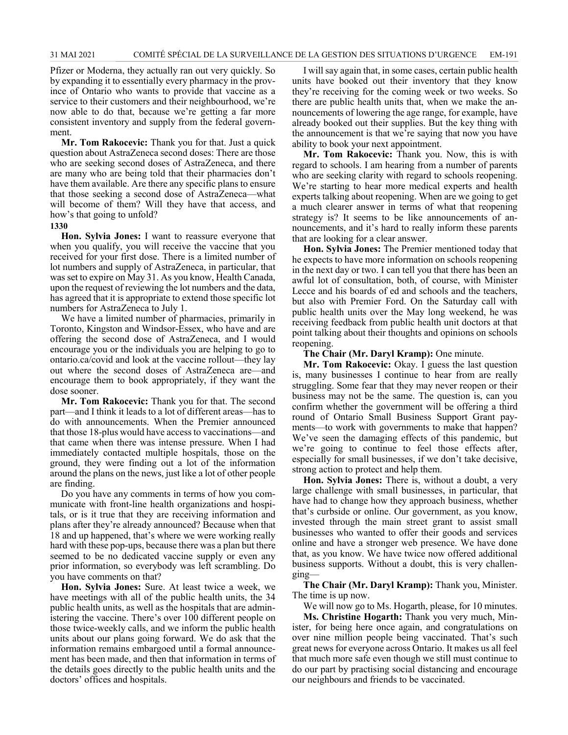Pfizer or Moderna, they actually ran out very quickly. So by expanding it to essentially every pharmacy in the province of Ontario who wants to provide that vaccine as a service to their customers and their neighbourhood, we're now able to do that, because we're getting a far more consistent inventory and supply from the federal government.

**Mr. Tom Rakocevic:** Thank you for that. Just a quick question about AstraZeneca second doses: There are those who are seeking second doses of AstraZeneca, and there are many who are being told that their pharmacies don't have them available. Are there any specific plans to ensure that those seeking a second dose of AstraZeneca—what will become of them? Will they have that access, and how's that going to unfold?

**1330**

**Hon. Sylvia Jones:** I want to reassure everyone that when you qualify, you will receive the vaccine that you received for your first dose. There is a limited number of lot numbers and supply of AstraZeneca, in particular, that was set to expire on May 31. As you know, Health Canada, upon the request of reviewing the lot numbers and the data, has agreed that it is appropriate to extend those specific lot numbers for AstraZeneca to July 1.

We have a limited number of pharmacies, primarily in Toronto, Kingston and Windsor-Essex, who have and are offering the second dose of AstraZeneca, and I would encourage you or the individuals you are helping to go to ontario.ca/covid and look at the vaccine rollout—they lay out where the second doses of AstraZeneca are—and encourage them to book appropriately, if they want the dose sooner.

**Mr. Tom Rakocevic:** Thank you for that. The second part—and I think it leads to a lot of different areas—has to do with announcements. When the Premier announced that those 18-plus would have access to vaccinations—and that came when there was intense pressure. When I had immediately contacted multiple hospitals, those on the ground, they were finding out a lot of the information around the plans on the news, just like a lot of other people are finding.

Do you have any comments in terms of how you communicate with front-line health organizations and hospitals, or is it true that they are receiving information and plans after they're already announced? Because when that 18 and up happened, that's where we were working really hard with these pop-ups, because there was a plan but there seemed to be no dedicated vaccine supply or even any prior information, so everybody was left scrambling. Do you have comments on that?

**Hon. Sylvia Jones:** Sure. At least twice a week, we have meetings with all of the public health units, the 34 public health units, as well as the hospitals that are administering the vaccine. There's over 100 different people on those twice-weekly calls, and we inform the public health units about our plans going forward. We do ask that the information remains embargoed until a formal announcement has been made, and then that information in terms of the details goes directly to the public health units and the doctors' offices and hospitals.

I will say again that, in some cases, certain public health units have booked out their inventory that they know they're receiving for the coming week or two weeks. So there are public health units that, when we make the announcements of lowering the age range, for example, have already booked out their supplies. But the key thing with the announcement is that we're saying that now you have ability to book your next appointment.

**Mr. Tom Rakocevic:** Thank you. Now, this is with regard to schools. I am hearing from a number of parents who are seeking clarity with regard to schools reopening. We're starting to hear more medical experts and health experts talking about reopening. When are we going to get a much clearer answer in terms of what that reopening strategy is? It seems to be like announcements of announcements, and it's hard to really inform these parents that are looking for a clear answer.

**Hon. Sylvia Jones:** The Premier mentioned today that he expects to have more information on schools reopening in the next day or two. I can tell you that there has been an awful lot of consultation, both, of course, with Minister Lecce and his boards of ed and schools and the teachers, but also with Premier Ford. On the Saturday call with public health units over the May long weekend, he was receiving feedback from public health unit doctors at that point talking about their thoughts and opinions on schools reopening.

**The Chair (Mr. Daryl Kramp):** One minute.

**Mr. Tom Rakocevic:** Okay. I guess the last question is, many businesses I continue to hear from are really struggling. Some fear that they may never reopen or their business may not be the same. The question is, can you confirm whether the government will be offering a third round of Ontario Small Business Support Grant payments—to work with governments to make that happen? We've seen the damaging effects of this pandemic, but we're going to continue to feel those effects after, especially for small businesses, if we don't take decisive, strong action to protect and help them.

**Hon. Sylvia Jones:** There is, without a doubt, a very large challenge with small businesses, in particular, that have had to change how they approach business, whether that's curbside or online. Our government, as you know, invested through the main street grant to assist small businesses who wanted to offer their goods and services online and have a stronger web presence. We have done that, as you know. We have twice now offered additional business supports. Without a doubt, this is very challenging—

**The Chair (Mr. Daryl Kramp):** Thank you, Minister. The time is up now.

We will now go to Ms. Hogarth, please, for 10 minutes.

**Ms. Christine Hogarth:** Thank you very much, Minister, for being here once again, and congratulations on over nine million people being vaccinated. That's such great news for everyone across Ontario. It makes us all feel that much more safe even though we still must continue to do our part by practising social distancing and encourage our neighbours and friends to be vaccinated.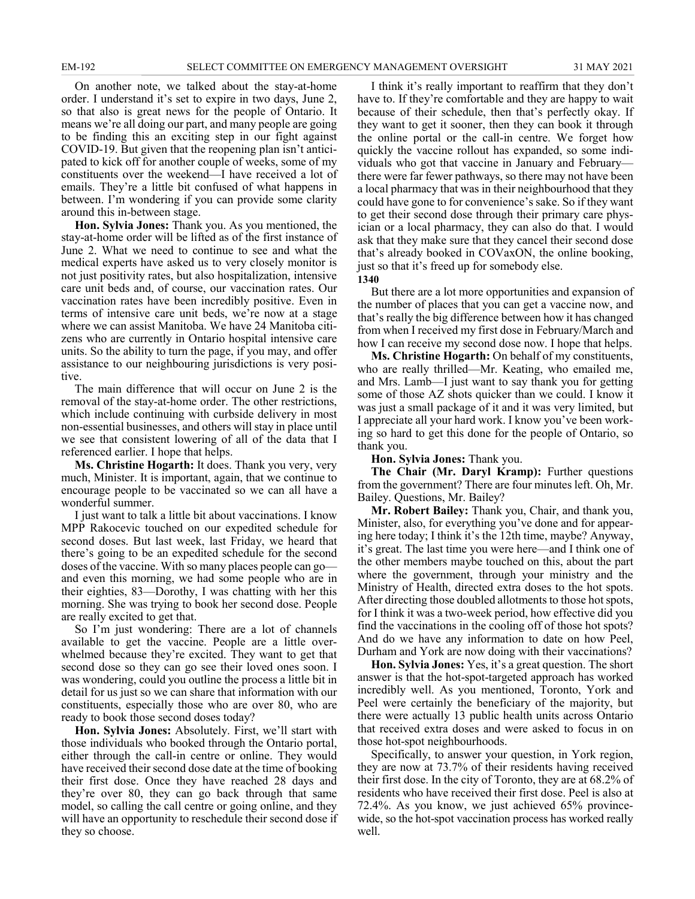On another note, we talked about the stay-at-home order. I understand it's set to expire in two days, June 2, so that also is great news for the people of Ontario. It means we're all doing our part, and many people are going to be finding this an exciting step in our fight against COVID-19. But given that the reopening plan isn't anticipated to kick off for another couple of weeks, some of my constituents over the weekend—I have received a lot of emails. They're a little bit confused of what happens in between. I'm wondering if you can provide some clarity around this in-between stage.

**Hon. Sylvia Jones:** Thank you. As you mentioned, the stay-at-home order will be lifted as of the first instance of June 2. What we need to continue to see and what the medical experts have asked us to very closely monitor is not just positivity rates, but also hospitalization, intensive care unit beds and, of course, our vaccination rates. Our vaccination rates have been incredibly positive. Even in terms of intensive care unit beds, we're now at a stage where we can assist Manitoba. We have 24 Manitoba citizens who are currently in Ontario hospital intensive care units. So the ability to turn the page, if you may, and offer assistance to our neighbouring jurisdictions is very positive.

The main difference that will occur on June 2 is the removal of the stay-at-home order. The other restrictions, which include continuing with curbside delivery in most non-essential businesses, and others will stay in place until we see that consistent lowering of all of the data that I referenced earlier. I hope that helps.

**Ms. Christine Hogarth:** It does. Thank you very, very much, Minister. It is important, again, that we continue to encourage people to be vaccinated so we can all have a wonderful summer.

I just want to talk a little bit about vaccinations. I know MPP Rakocevic touched on our expedited schedule for second doses. But last week, last Friday, we heard that there's going to be an expedited schedule for the second doses of the vaccine. With so many places people can go—and even this morning, we had some people who are in their eighties, 83—Dorothy, I was chatting with her this morning. She was trying to book her second dose. People are really excited to get that.

So I'm just wondering: There are a lot of channels available to get the vaccine. People are a little overwhelmed because they're excited. They want to get that second dose so they can go see their loved ones soon. I was wondering, could you outline the process a little bit in detail for us just so we can share that information with our constituents, especially those who are over 80, who are ready to book those second doses today?

**Hon. Sylvia Jones:** Absolutely. First, we'll start with those individuals who booked through the Ontario portal, either through the call-in centre or online. They would have received their second dose date at the time of booking their first dose. Once they have reached 28 days and they're over 80, they can go back through that same model, so calling the call centre or going online, and they will have an opportunity to reschedule their second dose if they so choose.

I think it's really important to reaffirm that they don't have to. If they're comfortable and they are happy to wait because of their schedule, then that's perfectly okay. If they want to get it sooner, then they can book it through the online portal or the call-in centre. We forget how quickly the vaccine rollout has expanded, so some individuals who got that vaccine in January and February—there were far fewer pathways, so there may not have been a local pharmacy that was in their neighbourhood that they could have gone to for convenience's sake. So if they want to get their second dose through their primary care physician or a local pharmacy, they can also do that. I would ask that they make sure that they cancel their second dose that's already booked in COVaxON, the online booking, just so that it's freed up for somebody else.

**1340**

But there are a lot more opportunities and expansion of the number of places that you can get a vaccine now, and that's really the big difference between how it has changed from when I received my first dose in February/March and how I can receive my second dose now. I hope that helps.

**Ms. Christine Hogarth:** On behalf of my constituents, who are really thrilled—Mr. Keating, who emailed me, and Mrs. Lamb—I just want to say thank you for getting some of those AZ shots quicker than we could. I know it was just a small package of it and it was very limited, but I appreciate all your hard work. I know you've been working so hard to get this done for the people of Ontario, so thank you.

**Hon. Sylvia Jones:** Thank you.

**The Chair (Mr. Daryl Kramp):** Further questions from the government? There are four minutes left. Oh, Mr. Bailey. Questions, Mr. Bailey?

**Mr. Robert Bailey:** Thank you, Chair, and thank you, Minister, also, for everything you've done and for appearing here today; I think it's the 12th time, maybe? Anyway, it's great. The last time you were here—and I think one of the other members maybe touched on this, about the part where the government, through your ministry and the Ministry of Health, directed extra doses to the hot spots. After directing those doubled allotments to those hot spots, for I think it was a two-week period, how effective did you find the vaccinations in the cooling off of those hot spots? And do we have any information to date on how Peel, Durham and York are now doing with their vaccinations?

**Hon. Sylvia Jones:** Yes, it's a great question. The short answer is that the hot-spot-targeted approach has worked incredibly well. As you mentioned, Toronto, York and Peel were certainly the beneficiary of the majority, but there were actually 13 public health units across Ontario that received extra doses and were asked to focus in on those hot-spot neighbourhoods.

Specifically, to answer your question, in York region, they are now at 73.7% of their residents having received their first dose. In the city of Toronto, they are at 68.2% of residents who have received their first dose. Peel is also at 72.4%. As you know, we just achieved 65% province-wide, so the hot-spot vaccination process has worked really well.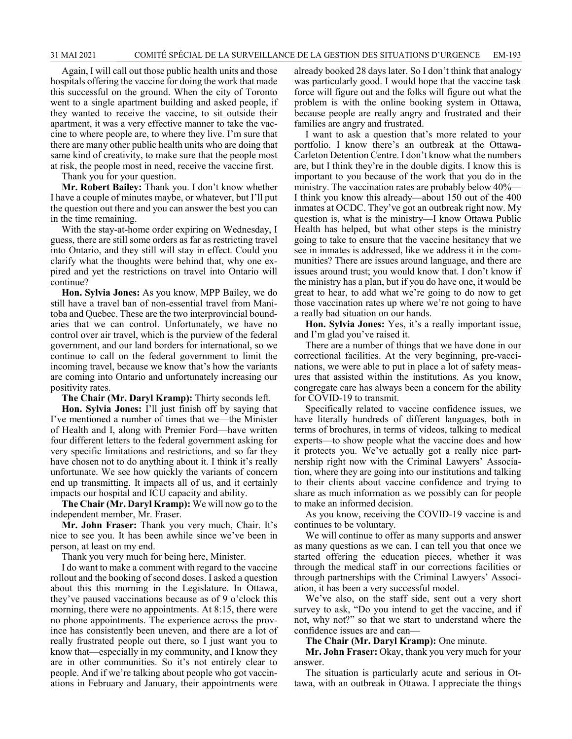Again, I will call out those public health units and those hospitals offering the vaccine for doing the work that made this successful on the ground. When the city of Toronto went to a single apartment building and asked people, if they wanted to receive the vaccine, to sit outside their apartment, it was a very effective manner to take the vaccine to where people are, to where they live. I'm sure that there are many other public health units who are doing that same kind of creativity, to make sure that the people most at risk, the people most in need, receive the vaccine first.

Thank you for your question.

**Mr. Robert Bailey:** Thank you. I don't know whether I have a couple of minutes maybe, or whatever, but I'll put the question out there and you can answer the best you can in the time remaining.

With the stay-at-home order expiring on Wednesday, I guess, there are still some orders as far as restricting travel into Ontario, and they still will stay in effect. Could you clarify what the thoughts were behind that, why one expired and yet the restrictions on travel into Ontario will continue?

**Hon. Sylvia Jones:** As you know, MPP Bailey, we do still have a travel ban of non-essential travel from Manitoba and Quebec. These are the two interprovincial boundaries that we can control. Unfortunately, we have no control over air travel, which is the purview of the federal government, and our land borders for international, so we continue to call on the federal government to limit the incoming travel, because we know that's how the variants are coming into Ontario and unfortunately increasing our positivity rates.

**The Chair (Mr. Daryl Kramp):** Thirty seconds left.

**Hon. Sylvia Jones:** I'll just finish off by saying that I've mentioned a number of times that we—the Minister of Health and I, along with Premier Ford—have written four different letters to the federal government asking for very specific limitations and restrictions, and so far they have chosen not to do anything about it. I think it's really unfortunate. We see how quickly the variants of concern end up transmitting. It impacts all of us, and it certainly impacts our hospital and ICU capacity and ability.

**The Chair (Mr. Daryl Kramp):** We will now go to the independent member, Mr. Fraser.

**Mr. John Fraser:** Thank you very much, Chair. It's nice to see you. It has been awhile since we've been in person, at least on my end.

Thank you very much for being here, Minister.

I do want to make a comment with regard to the vaccine rollout and the booking of second doses. I asked a question about this this morning in the Legislature. In Ottawa, they've paused vaccinations because as of 9 o'clock this morning, there were no appointments. At 8:15, there were no phone appointments. The experience across the province has consistently been uneven, and there are a lot of really frustrated people out there, so I just want you to know that—especially in my community, and I know they are in other communities. So it's not entirely clear to people. And if we're talking about people who got vaccinations in February and January, their appointments were already booked 28 days later. So I don't think that analogy was particularly good. I would hope that the vaccine task force will figure out and the folks will figure out what the problem is with the online booking system in Ottawa, because people are really angry and frustrated and their families are angry and frustrated.

I want to ask a question that's more related to your portfolio. I know there's an outbreak at the Ottawa-Carleton Detention Centre. I don't know what the numbers are, but I think they're in the double digits. I know this is important to you because of the work that you do in the ministry. The vaccination rates are probably below 40%—I think you know this already—about 150 out of the 400 inmates at OCDC. They've got an outbreak right now. My question is, what is the ministry—I know Ottawa Public Health has helped, but what other steps is the ministry going to take to ensure that the vaccine hesitancy that we see in inmates is addressed, like we address it in the communities? There are issues around language, and there are issues around trust; you would know that. I don't know if the ministry has a plan, but if you do have one, it would be great to hear, to add what we're going to do now to get those vaccination rates up where we're not going to have a really bad situation on our hands.

**Hon. Sylvia Jones:** Yes, it's a really important issue, and I'm glad you've raised it.

There are a number of things that we have done in our correctional facilities. At the very beginning, pre-vaccinations, we were able to put in place a lot of safety measures that assisted within the institutions. As you know, congregate care has always been a concern for the ability for COVID-19 to transmit.

Specifically related to vaccine confidence issues, we have literally hundreds of different languages, both in terms of brochures, in terms of videos, talking to medical experts—to show people what the vaccine does and how it protects you. We've actually got a really nice partnership right now with the Criminal Lawyers' Association, where they are going into our institutions and talking to their clients about vaccine confidence and trying to share as much information as we possibly can for people to make an informed decision.

As you know, receiving the COVID-19 vaccine is and continues to be voluntary.

We will continue to offer as many supports and answer as many questions as we can. I can tell you that once we started offering the education pieces, whether it was through the medical staff in our corrections facilities or through partnerships with the Criminal Lawyers' Association, it has been a very successful model.

We've also, on the staff side, sent out a very short survey to ask, "Do you intend to get the vaccine, and if not, why not?" so that we start to understand where the confidence issues are and can—

**The Chair (Mr. Daryl Kramp):** One minute.

**Mr. John Fraser:** Okay, thank you very much for your answer.

The situation is particularly acute and serious in Ottawa, with an outbreak in Ottawa. I appreciate the things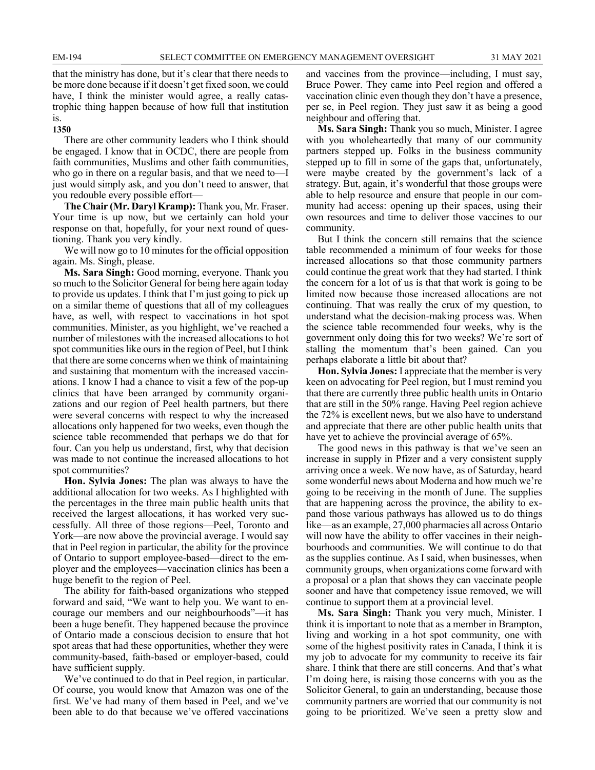that the ministry has done, but it's clear that there needs to be more done because if it doesn't get fixed soon, we could have, I think the minister would agree, a really catastrophic thing happen because of how full that institution is.

**1350**

There are other community leaders who I think should be engaged. I know that in OCDC, there are people from faith communities, Muslims and other faith communities, who go in there on a regular basis, and that we need to—I just would simply ask, and you don't need to answer, that you redouble every possible effort—

**The Chair (Mr. Daryl Kramp):** Thank you, Mr. Fraser. Your time is up now, but we certainly can hold your response on that, hopefully, for your next round of questioning. Thank you very kindly.

We will now go to 10 minutes for the official opposition again. Ms. Singh, please.

**Ms. Sara Singh:** Good morning, everyone. Thank you so much to the Solicitor General for being here again today to provide us updates. I think that I'm just going to pick up on a similar theme of questions that all of my colleagues have, as well, with respect to vaccinations in hot spot communities. Minister, as you highlight, we've reached a number of milestones with the increased allocations to hot spot communities like ours in the region of Peel, but I think that there are some concerns when we think of maintaining and sustaining that momentum with the increased vaccinations. I know I had a chance to visit a few of the pop-up clinics that have been arranged by community organizations and our region of Peel health partners, but there were several concerns with respect to why the increased allocations only happened for two weeks, even though the science table recommended that perhaps we do that for four. Can you help us understand, first, why that decision was made to not continue the increased allocations to hot spot communities?

**Hon. Sylvia Jones:** The plan was always to have the additional allocation for two weeks. As I highlighted with the percentages in the three main public health units that received the largest allocations, it has worked very successfully. All three of those regions—Peel, Toronto and York—are now above the provincial average. I would say that in Peel region in particular, the ability for the province of Ontario to support employee-based—direct to the employer and the employees—vaccination clinics has been a huge benefit to the region of Peel.

The ability for faith-based organizations who stepped forward and said, "We want to help you. We want to encourage our members and our neighbourhoods"—it has been a huge benefit. They happened because the province of Ontario made a conscious decision to ensure that hot spot areas that had these opportunities, whether they were community-based, faith-based or employer-based, could have sufficient supply.

We've continued to do that in Peel region, in particular. Of course, you would know that Amazon was one of the first. We've had many of them based in Peel, and we've been able to do that because we've offered vaccinations and vaccines from the province—including, I must say, Bruce Power. They came into Peel region and offered a vaccination clinic even though they don't have a presence, per se, in Peel region. They just saw it as being a good neighbour and offering that.

**Ms. Sara Singh:** Thank you so much, Minister. I agree with you wholeheartedly that many of our community partners stepped up. Folks in the business community stepped up to fill in some of the gaps that, unfortunately, were maybe created by the government's lack of a strategy. But, again, it's wonderful that those groups were able to help resource and ensure that people in our community had access: opening up their spaces, using their own resources and time to deliver those vaccines to our community.

But I think the concern still remains that the science table recommended a minimum of four weeks for those increased allocations so that those community partners could continue the great work that they had started. I think the concern for a lot of us is that that work is going to be limited now because those increased allocations are not continuing. That was really the crux of my question, to understand what the decision-making process was. When the science table recommended four weeks, why is the government only doing this for two weeks? We're sort of stalling the momentum that's been gained. Can you perhaps elaborate a little bit about that?

**Hon. Sylvia Jones:** I appreciate that the member is very keen on advocating for Peel region, but I must remind you that there are currently three public health units in Ontario that are still in the 50% range. Having Peel region achieve the 72% is excellent news, but we also have to understand and appreciate that there are other public health units that have yet to achieve the provincial average of 65%.

The good news in this pathway is that we've seen an increase in supply in Pfizer and a very consistent supply arriving once a week. We now have, as of Saturday, heard some wonderful news about Moderna and how much we're going to be receiving in the month of June. The supplies that are happening across the province, the ability to expand those various pathways has allowed us to do things like—as an example, 27,000 pharmacies all across Ontario will now have the ability to offer vaccines in their neighbourhoods and communities. We will continue to do that as the supplies continue. As I said, when businesses, when community groups, when organizations come forward with a proposal or a plan that shows they can vaccinate people sooner and have that competency issue removed, we will continue to support them at a provincial level.

**Ms. Sara Singh:** Thank you very much, Minister. I think it is important to note that as a member in Brampton, living and working in a hot spot community, one with some of the highest positivity rates in Canada, I think it is my job to advocate for my community to receive its fair share. I think that there are still concerns. And that's what I'm doing here, is raising those concerns with you as the Solicitor General, to gain an understanding, because those community partners are worried that our community is not going to be prioritized. We've seen a pretty slow and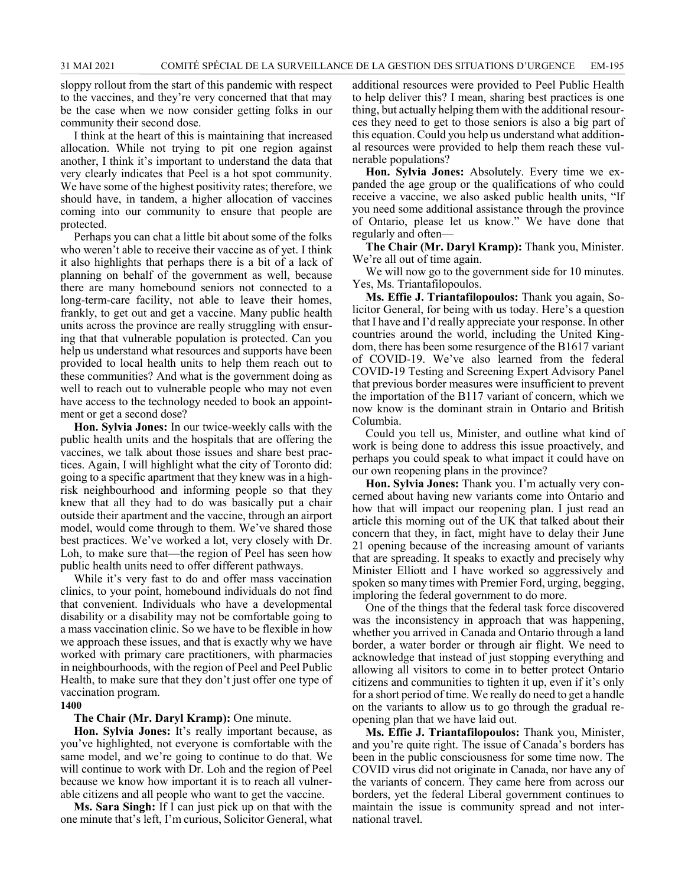sloppy rollout from the start of this pandemic with respect to the vaccines, and they're very concerned that that may be the case when we now consider getting folks in our community their second dose.

I think at the heart of this is maintaining that increased allocation. While not trying to pit one region against another, I think it's important to understand the data that very clearly indicates that Peel is a hot spot community. We have some of the highest positivity rates; therefore, we should have, in tandem, a higher allocation of vaccines coming into our community to ensure that people are protected.

Perhaps you can chat a little bit about some of the folks who weren't able to receive their vaccine as of yet. I think it also highlights that perhaps there is a bit of a lack of planning on behalf of the government as well, because there are many homebound seniors not connected to a long-term-care facility, not able to leave their homes, frankly, to get out and get a vaccine. Many public health units across the province are really struggling with ensuring that that vulnerable population is protected. Can you help us understand what resources and supports have been provided to local health units to help them reach out to these communities? And what is the government doing as well to reach out to vulnerable people who may not even have access to the technology needed to book an appointment or get a second dose?

**Hon. Sylvia Jones:** In our twice-weekly calls with the public health units and the hospitals that are offering the vaccines, we talk about those issues and share best practices. Again, I will highlight what the city of Toronto did: going to a specific apartment that they knew was in a high-risk neighbourhood and informing people so that they knew that all they had to do was basically put a chair outside their apartment and the vaccine, through an airport model, would come through to them. We've shared those best practices. We've worked a lot, very closely with Dr. Loh, to make sure that—the region of Peel has seen how public health units need to offer different pathways.

While it's very fast to do and offer mass vaccination clinics, to your point, homebound individuals do not find that convenient. Individuals who have a developmental disability or a disability may not be comfortable going to a mass vaccination clinic. So we have to be flexible in how we approach these issues, and that is exactly why we have worked with primary care practitioners, with pharmacies in neighbourhoods, with the region of Peel and Peel Public Health, to make sure that they don't just offer one type of vaccination program.

**1400**

**The Chair (Mr. Daryl Kramp):** One minute.

**Hon. Sylvia Jones:** It's really important because, as you've highlighted, not everyone is comfortable with the same model, and we're going to continue to do that. We will continue to work with Dr. Loh and the region of Peel because we know how important it is to reach all vulnerable citizens and all people who want to get the vaccine.

**Ms. Sara Singh:** If I can just pick up on that with the one minute that's left, I'm curious, Solicitor General, what additional resources were provided to Peel Public Health to help deliver this? I mean, sharing best practices is one thing, but actually helping them with the additional resources they need to get to those seniors is also a big part of this equation. Could you help us understand what additional resources were provided to help them reach these vulnerable populations?

**Hon. Sylvia Jones:** Absolutely. Every time we expanded the age group or the qualifications of who could receive a vaccine, we also asked public health units, "If you need some additional assistance through the province of Ontario, please let us know." We have done that regularly and often—

**The Chair (Mr. Daryl Kramp):** Thank you, Minister. We're all out of time again.

We will now go to the government side for 10 minutes. Yes, Ms. Triantafilopoulos.

**Ms. Effie J. Triantafilopoulos:** Thank you again, Solicitor General, for being with us today. Here's a question that I have and I'd really appreciate your response. In other countries around the world, including the United Kingdom, there has been some resurgence of the B1617 variant of COVID-19. We've also learned from the federal COVID-19 Testing and Screening Expert Advisory Panel that previous border measures were insufficient to prevent the importation of the B117 variant of concern, which we now know is the dominant strain in Ontario and British Columbia.

Could you tell us, Minister, and outline what kind of work is being done to address this issue proactively, and perhaps you could speak to what impact it could have on our own reopening plans in the province?

**Hon. Sylvia Jones:** Thank you. I'm actually very concerned about having new variants come into Ontario and how that will impact our reopening plan. I just read an article this morning out of the UK that talked about their concern that they, in fact, might have to delay their June 21 opening because of the increasing amount of variants that are spreading. It speaks to exactly and precisely why Minister Elliott and I have worked so aggressively and spoken so many times with Premier Ford, urging, begging, imploring the federal government to do more.

One of the things that the federal task force discovered was the inconsistency in approach that was happening, whether you arrived in Canada and Ontario through a land border, a water border or through air flight. We need to acknowledge that instead of just stopping everything and allowing all visitors to come in to better protect Ontario citizens and communities to tighten it up, even if it's only for a short period of time. We really do need to get a handle on the variants to allow us to go through the gradual reopening plan that we have laid out.

**Ms. Effie J. Triantafilopoulos:** Thank you, Minister, and you're quite right. The issue of Canada's borders has been in the public consciousness for some time now. The COVID virus did not originate in Canada, nor have any of the variants of concern. They came here from across our borders, yet the federal Liberal government continues to maintain the issue is community spread and not international travel.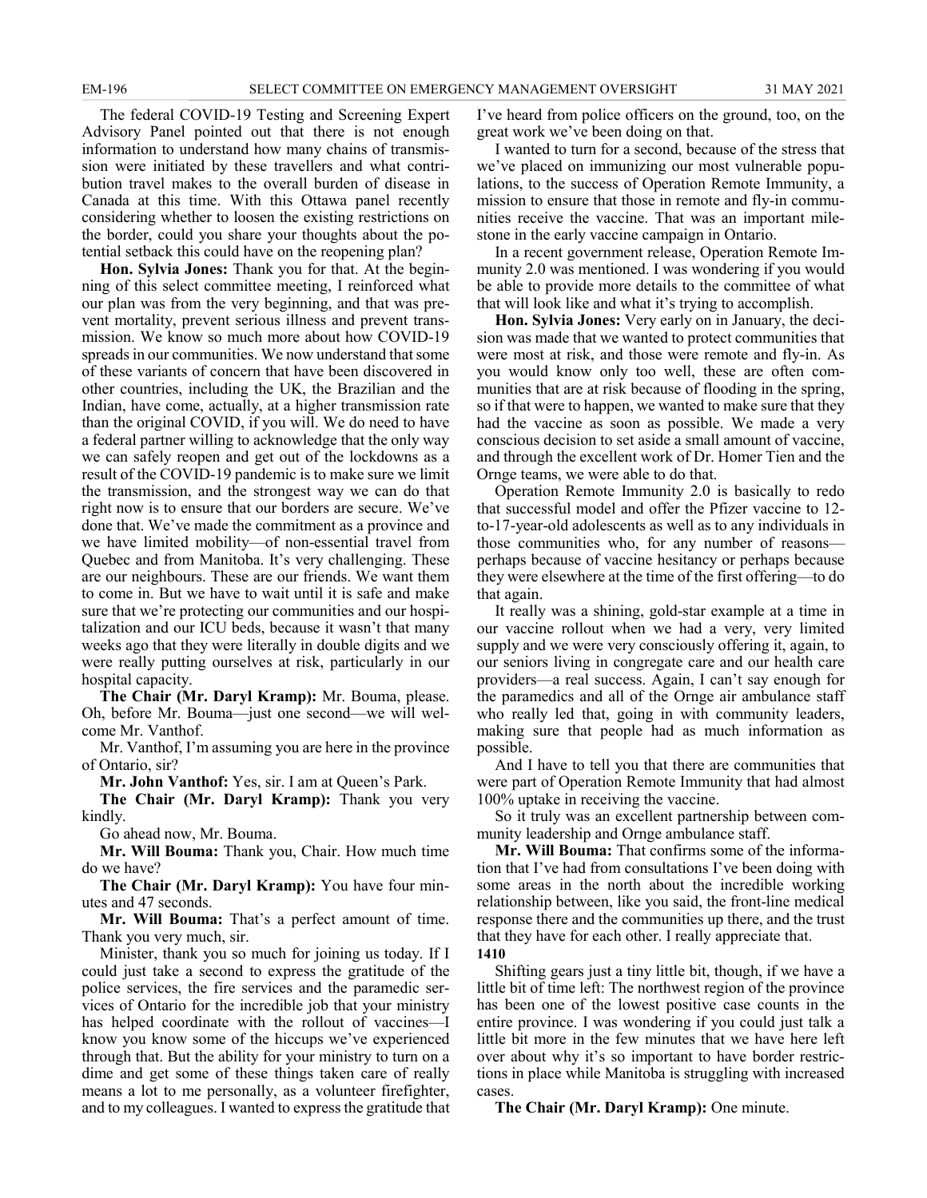The federal COVID-19 Testing and Screening Expert Advisory Panel pointed out that there is not enough information to understand how many chains of transmission were initiated by these travellers and what contribution travel makes to the overall burden of disease in Canada at this time. With this Ottawa panel recently considering whether to loosen the existing restrictions on the border, could you share your thoughts about the potential setback this could have on the reopening plan?

**Hon. Sylvia Jones:** Thank you for that. At the beginning of this select committee meeting, I reinforced what our plan was from the very beginning, and that was prevent mortality, prevent serious illness and prevent transmission. We know so much more about how COVID-19 spreads in our communities. We now understand that some of these variants of concern that have been discovered in other countries, including the UK, the Brazilian and the Indian, have come, actually, at a higher transmission rate than the original COVID, if you will. We do need to have a federal partner willing to acknowledge that the only way we can safely reopen and get out of the lockdowns as a result of the COVID-19 pandemic is to make sure we limit the transmission, and the strongest way we can do that right now is to ensure that our borders are secure. We've done that. We've made the commitment as a province and we have limited mobility—of non-essential travel from Quebec and from Manitoba. It's very challenging. These are our neighbours. These are our friends. We want them to come in. But we have to wait until it is safe and make sure that we're protecting our communities and our hospitalization and our ICU beds, because it wasn't that many weeks ago that they were literally in double digits and we were really putting ourselves at risk, particularly in our hospital capacity.

**The Chair (Mr. Daryl Kramp):** Mr. Bouma, please. Oh, before Mr. Bouma—just one second—we will welcome Mr. Vanthof.

Mr. Vanthof, I'm assuming you are here in the province of Ontario, sir?

**Mr. John Vanthof:** Yes, sir. I am at Queen's Park.

**The Chair (Mr. Daryl Kramp):** Thank you very kindly.

Go ahead now, Mr. Bouma.

**Mr. Will Bouma:** Thank you, Chair. How much time do we have?

**The Chair (Mr. Daryl Kramp):** You have four minutes and 47 seconds.

**Mr. Will Bouma:** That's a perfect amount of time. Thank you very much, sir.

Minister, thank you so much for joining us today. If I could just take a second to express the gratitude of the police services, the fire services and the paramedic services of Ontario for the incredible job that your ministry has helped coordinate with the rollout of vaccines—I know you know some of the hiccups we've experienced through that. But the ability for your ministry to turn on a dime and get some of these things taken care of really means a lot to me personally, as a volunteer firefighter, and to my colleagues. I wanted to express the gratitude that I've heard from police officers on the ground, too, on the great work we've been doing on that.

I wanted to turn for a second, because of the stress that we've placed on immunizing our most vulnerable populations, to the success of Operation Remote Immunity, a mission to ensure that those in remote and fly-in communities receive the vaccine. That was an important milestone in the early vaccine campaign in Ontario.

In a recent government release, Operation Remote Immunity 2.0 was mentioned. I was wondering if you would be able to provide more details to the committee of what that will look like and what it's trying to accomplish.

**Hon. Sylvia Jones:** Very early on in January, the decision was made that we wanted to protect communities that were most at risk, and those were remote and fly-in. As you would know only too well, these are often communities that are at risk because of flooding in the spring, so if that were to happen, we wanted to make sure that they had the vaccine as soon as possible. We made a very conscious decision to set aside a small amount of vaccine, and through the excellent work of Dr. Homer Tien and the Ornge teams, we were able to do that.

Operation Remote Immunity 2.0 is basically to redo that successful model and offer the Pfizer vaccine to 12-to-17-year-old adolescents as well as to any individuals in those communities who, for any number of reasons—perhaps because of vaccine hesitancy or perhaps because they were elsewhere at the time of the first offering—to do that again.

It really was a shining, gold-star example at a time in our vaccine rollout when we had a very, very limited supply and we were very consciously offering it, again, to our seniors living in congregate care and our health care providers—a real success. Again, I can't say enough for the paramedics and all of the Ornge air ambulance staff who really led that, going in with community leaders, making sure that people had as much information as possible.

And I have to tell you that there are communities that were part of Operation Remote Immunity that had almost 100% uptake in receiving the vaccine.

So it truly was an excellent partnership between community leadership and Ornge ambulance staff.

**Mr. Will Bouma:** That confirms some of the information that I've had from consultations I've been doing with some areas in the north about the incredible working relationship between, like you said, the front-line medical response there and the communities up there, and the trust that they have for each other. I really appreciate that.

**1410**

Shifting gears just a tiny little bit, though, if we have a little bit of time left: The northwest region of the province has been one of the lowest positive case counts in the entire province. I was wondering if you could just talk a little bit more in the few minutes that we have here left over about why it's so important to have border restrictions in place while Manitoba is struggling with increased cases.

**The Chair (Mr. Daryl Kramp):** One minute.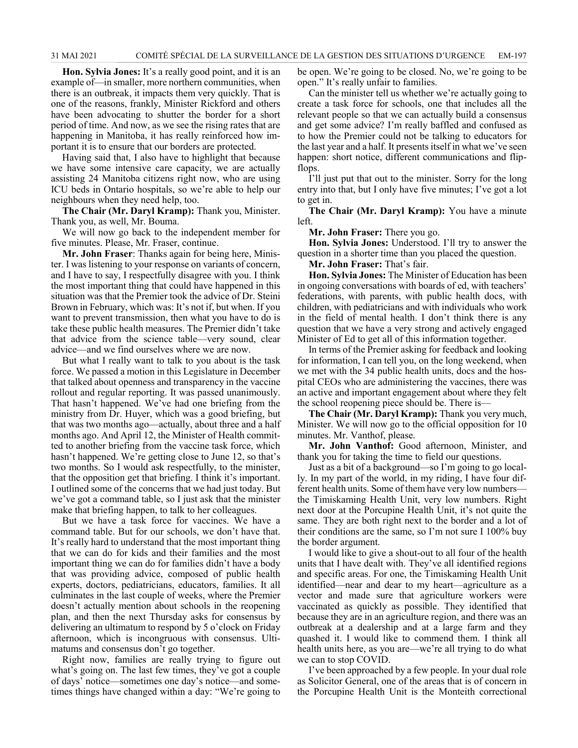**Hon. Sylvia Jones:** It's a really good point, and it is an example of—in smaller, more northern communities, when there is an outbreak, it impacts them very quickly. That is one of the reasons, frankly, Minister Rickford and others have been advocating to shutter the border for a short period of time. And now, as we see the rising rates that are happening in Manitoba, it has really reinforced how important it is to ensure that our borders are protected.

Having said that, I also have to highlight that because we have some intensive care capacity, we are actually assisting 24 Manitoba citizens right now, who are using ICU beds in Ontario hospitals, so we're able to help our neighbours when they need help, too.

**The Chair (Mr. Daryl Kramp):** Thank you, Minister. Thank you, as well, Mr. Bouma.

We will now go back to the independent member for five minutes. Please, Mr. Fraser, continue.

**Mr. John Fraser**: Thanks again for being here, Minister. I was listening to your response on variants of concern, and I have to say, I respectfully disagree with you. I think the most important thing that could have happened in this situation was that the Premier took the advice of Dr. Steini Brown in February, which was: It's not if, but when. If you want to prevent transmission, then what you have to do is take these public health measures. The Premier didn't take that advice from the science table—very sound, clear advice—and we find ourselves where we are now.

But what I really want to talk to you about is the task force. We passed a motion in this Legislature in December that talked about openness and transparency in the vaccine rollout and regular reporting. It was passed unanimously. That hasn't happened. We've had one briefing from the ministry from Dr. Huyer, which was a good briefing, but that was two months ago—actually, about three and a half months ago. And April 12, the Minister of Health committed to another briefing from the vaccine task force, which hasn't happened. We're getting close to June 12, so that's two months. So I would ask respectfully, to the minister, that the opposition get that briefing. I think it's important. I outlined some of the concerns that we had just today. But we've got a command table, so I just ask that the minister make that briefing happen, to talk to her colleagues.

But we have a task force for vaccines. We have a command table. But for our schools, we don't have that. It's really hard to understand that the most important thing that we can do for kids and their families and the most important thing we can do for families didn't have a body that was providing advice, composed of public health experts, doctors, pediatricians, educators, families. It all culminates in the last couple of weeks, where the Premier doesn't actually mention about schools in the reopening plan, and then the next Thursday asks for consensus by delivering an ultimatum to respond by 5 o'clock on Friday afternoon, which is incongruous with consensus. Ultimatums and consensus don't go together.

Right now, families are really trying to figure out what's going on. The last few times, they've got a couple of days' notice—sometimes one day's notice—and sometimes things have changed within a day: "We're going to be open. We're going to be closed. No, we're going to be open." It's really unfair to families.

Can the minister tell us whether we're actually going to create a task force for schools, one that includes all the relevant people so that we can actually build a consensus and get some advice? I'm really baffled and confused as to how the Premier could not be talking to educators for the last year and a half. It presents itself in what we've seen happen: short notice, different communications and flip-flops.

I'll just put that out to the minister. Sorry for the long entry into that, but I only have five minutes; I've got a lot to get in.

**The Chair (Mr. Daryl Kramp):** You have a minute left.

**Mr. John Fraser:** There you go.

**Hon. Sylvia Jones:** Understood. I'll try to answer the question in a shorter time than you placed the question.

**Mr. John Fraser:** That's fair.

**Hon. Sylvia Jones:** The Minister of Education has been in ongoing conversations with boards of ed, with teachers' federations, with parents, with public health docs, with children, with pediatricians and with individuals who work in the field of mental health. I don't think there is any question that we have a very strong and actively engaged Minister of Ed to get all of this information together.

In terms of the Premier asking for feedback and looking for information, I can tell you, on the long weekend, when we met with the 34 public health units, docs and the hospital CEOs who are administering the vaccines, there was an active and important engagement about where they felt the school reopening piece should be. There is—

**The Chair (Mr. Daryl Kramp):** Thank you very much, Minister. We will now go to the official opposition for 10 minutes. Mr. Vanthof, please.

**Mr. John Vanthof:** Good afternoon, Minister, and thank you for taking the time to field our questions.

Just as a bit of a background—so I'm going to go locally. In my part of the world, in my riding, I have four different health units. Some of them have very low numbers—the Timiskaming Health Unit, very low numbers. Right next door at the Porcupine Health Unit, it's not quite the same. They are both right next to the border and a lot of their conditions are the same, so I'm not sure I 100% buy the border argument.

I would like to give a shout-out to all four of the health units that I have dealt with. They've all identified regions and specific areas. For one, the Timiskaming Health Unit identified—near and dear to my heart—agriculture as a vector and made sure that agriculture workers were vaccinated as quickly as possible. They identified that because they are in an agriculture region, and there was an outbreak at a dealership and at a large farm and they quashed it. I would like to commend them. I think all health units here, as you are—we're all trying to do what we can to stop COVID.

I've been approached by a few people. In your dual role as Solicitor General, one of the areas that is of concern in the Porcupine Health Unit is the Monteith correctional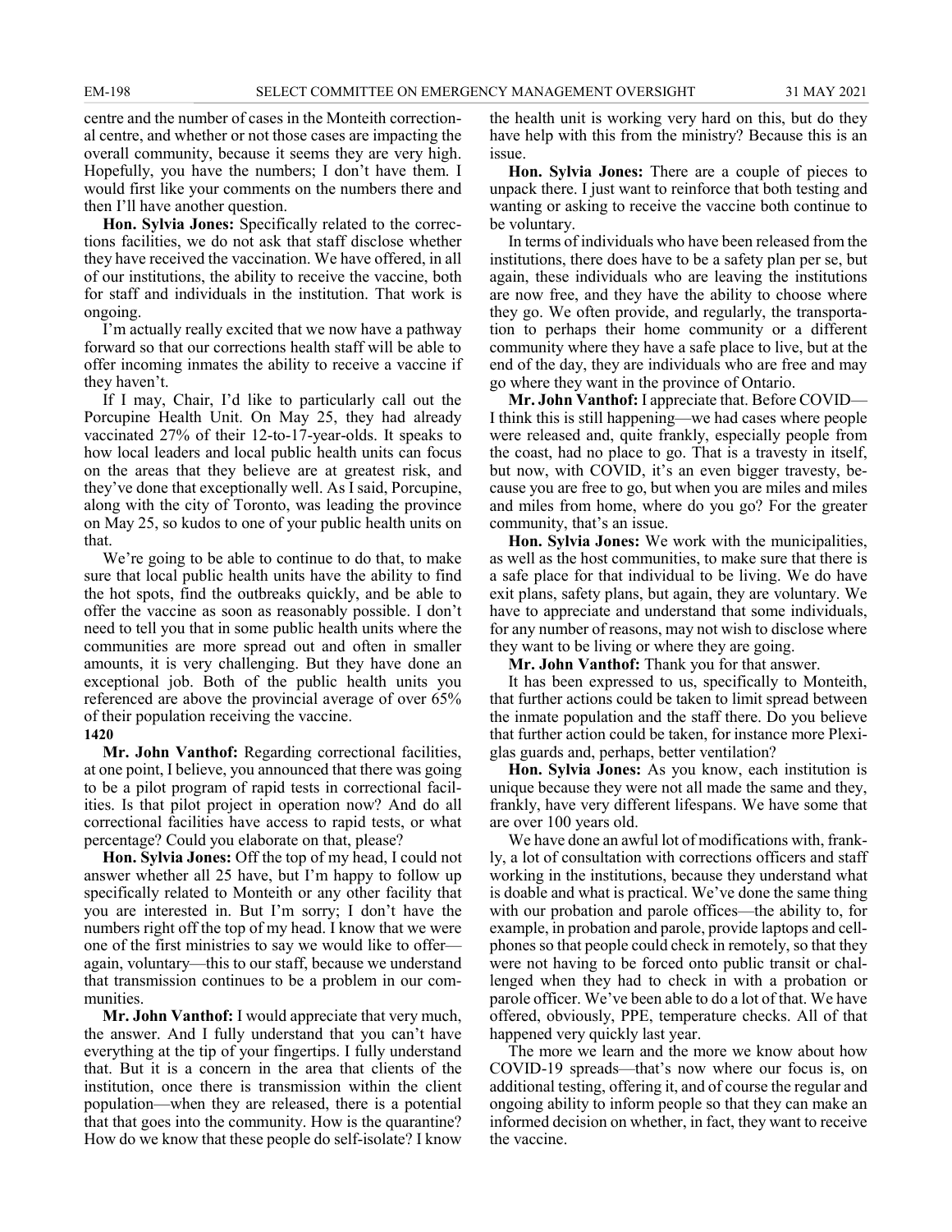centre and the number of cases in the Monteith correctional centre, and whether or not those cases are impacting the overall community, because it seems they are very high. Hopefully, you have the numbers; I don't have them. I would first like your comments on the numbers there and then I'll have another question.

**Hon. Sylvia Jones:** Specifically related to the corrections facilities, we do not ask that staff disclose whether they have received the vaccination. We have offered, in all of our institutions, the ability to receive the vaccine, both for staff and individuals in the institution. That work is ongoing.

I'm actually really excited that we now have a pathway forward so that our corrections health staff will be able to offer incoming inmates the ability to receive a vaccine if they haven't.

If I may, Chair, I'd like to particularly call out the Porcupine Health Unit. On May 25, they had already vaccinated 27% of their 12-to-17-year-olds. It speaks to how local leaders and local public health units can focus on the areas that they believe are at greatest risk, and they've done that exceptionally well. As I said, Porcupine, along with the city of Toronto, was leading the province on May 25, so kudos to one of your public health units on that.

We're going to be able to continue to do that, to make sure that local public health units have the ability to find the hot spots, find the outbreaks quickly, and be able to offer the vaccine as soon as reasonably possible. I don't need to tell you that in some public health units where the communities are more spread out and often in smaller amounts, it is very challenging. But they have done an exceptional job. Both of the public health units you referenced are above the provincial average of over 65% of their population receiving the vaccine.

**1420**

**Mr. John Vanthof:** Regarding correctional facilities, at one point, I believe, you announced that there was going to be a pilot program of rapid tests in correctional facilities. Is that pilot project in operation now? And do all correctional facilities have access to rapid tests, or what percentage? Could you elaborate on that, please?

**Hon. Sylvia Jones:** Off the top of my head, I could not answer whether all 25 have, but I'm happy to follow up specifically related to Monteith or any other facility that you are interested in. But I'm sorry; I don't have the numbers right off the top of my head. I know that we were one of the first ministries to say we would like to offer—again, voluntary—this to our staff, because we understand that transmission continues to be a problem in our communities.

**Mr. John Vanthof:** I would appreciate that very much, the answer. And I fully understand that you can't have everything at the tip of your fingertips. I fully understand that. But it is a concern in the area that clients of the institution, once there is transmission within the client population—when they are released, there is a potential that that goes into the community. How is the quarantine? How do we know that these people do self-isolate? I know the health unit is working very hard on this, but do they have help with this from the ministry? Because this is an issue.

**Hon. Sylvia Jones:** There are a couple of pieces to unpack there. I just want to reinforce that both testing and wanting or asking to receive the vaccine both continue to be voluntary.

In terms of individuals who have been released from the institutions, there does have to be a safety plan per se, but again, these individuals who are leaving the institutions are now free, and they have the ability to choose where they go. We often provide, and regularly, the transportation to perhaps their home community or a different community where they have a safe place to live, but at the end of the day, they are individuals who are free and may go where they want in the province of Ontario.

**Mr. John Vanthof:** I appreciate that. Before COVID—I think this is still happening—we had cases where people were released and, quite frankly, especially people from the coast, had no place to go. That is a travesty in itself, but now, with COVID, it's an even bigger travesty, because you are free to go, but when you are miles and miles and miles from home, where do you go? For the greater community, that's an issue.

**Hon. Sylvia Jones:** We work with the municipalities, as well as the host communities, to make sure that there is a safe place for that individual to be living. We do have exit plans, safety plans, but again, they are voluntary. We have to appreciate and understand that some individuals, for any number of reasons, may not wish to disclose where they want to be living or where they are going.

**Mr. John Vanthof:** Thank you for that answer.

It has been expressed to us, specifically to Monteith, that further actions could be taken to limit spread between the inmate population and the staff there. Do you believe that further action could be taken, for instance more Plexiglas guards and, perhaps, better ventilation?

**Hon. Sylvia Jones:** As you know, each institution is unique because they were not all made the same and they, frankly, have very different lifespans. We have some that are over 100 years old.

We have done an awful lot of modifications with, frankly, a lot of consultation with corrections officers and staff working in the institutions, because they understand what is doable and what is practical. We've done the same thing with our probation and parole offices—the ability to, for example, in probation and parole, provide laptops and cellphones so that people could check in remotely, so that they were not having to be forced onto public transit or challenged when they had to check in with a probation or parole officer. We've been able to do a lot of that. We have offered, obviously, PPE, temperature checks. All of that happened very quickly last year.

The more we learn and the more we know about how COVID-19 spreads—that's now where our focus is, on additional testing, offering it, and of course the regular and ongoing ability to inform people so that they can make an informed decision on whether, in fact, they want to receive the vaccine.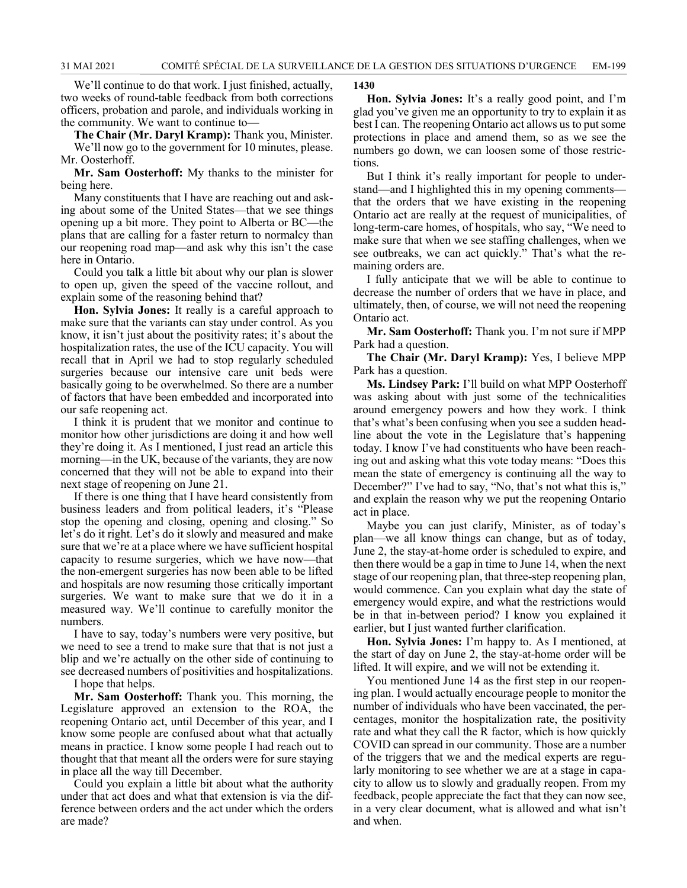We'll continue to do that work. I just finished, actually, two weeks of round-table feedback from both corrections officers, probation and parole, and individuals working in the community. We want to continue to—

**The Chair (Mr. Daryl Kramp):** Thank you, Minister.

We'll now go to the government for 10 minutes, please. Mr. Oosterhoff.

**Mr. Sam Oosterhoff:** My thanks to the minister for being here.

Many constituents that I have are reaching out and asking about some of the United States—that we see things opening up a bit more. They point to Alberta or BC—the plans that are calling for a faster return to normalcy than our reopening road map—and ask why this isn't the case here in Ontario.

Could you talk a little bit about why our plan is slower to open up, given the speed of the vaccine rollout, and explain some of the reasoning behind that?

**Hon. Sylvia Jones:** It really is a careful approach to make sure that the variants can stay under control. As you know, it isn't just about the positivity rates; it's about the hospitalization rates, the use of the ICU capacity. You will recall that in April we had to stop regularly scheduled surgeries because our intensive care unit beds were basically going to be overwhelmed. So there are a number of factors that have been embedded and incorporated into our safe reopening act.

I think it is prudent that we monitor and continue to monitor how other jurisdictions are doing it and how well they're doing it. As I mentioned, I just read an article this morning—in the UK, because of the variants, they are now concerned that they will not be able to expand into their next stage of reopening on June 21.

If there is one thing that I have heard consistently from business leaders and from political leaders, it's "Please stop the opening and closing, opening and closing." So let's do it right. Let's do it slowly and measured and make sure that we're at a place where we have sufficient hospital capacity to resume surgeries, which we have now—that the non-emergent surgeries has now been able to be lifted and hospitals are now resuming those critically important surgeries. We want to make sure that we do it in a measured way. We'll continue to carefully monitor the numbers.

I have to say, today's numbers were very positive, but we need to see a trend to make sure that that is not just a blip and we're actually on the other side of continuing to see decreased numbers of positivities and hospitalizations.

I hope that helps.

**Mr. Sam Oosterhoff:** Thank you. This morning, the Legislature approved an extension to the ROA, the reopening Ontario act, until December of this year, and I know some people are confused about what that actually means in practice. I know some people I had reach out to thought that that meant all the orders were for sure staying in place all the way till December.

Could you explain a little bit about what the authority under that act does and what that extension is via the difference between orders and the act under which the orders are made?

**1430**

**Hon. Sylvia Jones:** It's a really good point, and I'm glad you've given me an opportunity to try to explain it as best I can. The reopening Ontario act allows us to put some protections in place and amend them, so as we see the numbers go down, we can loosen some of those restrictions.

But I think it's really important for people to understand—and I highlighted this in my opening comments—that the orders that we have existing in the reopening Ontario act are really at the request of municipalities, of long-term-care homes, of hospitals, who say, "We need to make sure that when we see staffing challenges, when we see outbreaks, we can act quickly." That's what the remaining orders are.

I fully anticipate that we will be able to continue to decrease the number of orders that we have in place, and ultimately, then, of course, we will not need the reopening Ontario act.

**Mr. Sam Oosterhoff:** Thank you. I'm not sure if MPP Park had a question.

**The Chair (Mr. Daryl Kramp):** Yes, I believe MPP Park has a question.

**Ms. Lindsey Park:** I'll build on what MPP Oosterhoff was asking about with just some of the technicalities around emergency powers and how they work. I think that's what's been confusing when you see a sudden headline about the vote in the Legislature that's happening today. I know I've had constituents who have been reaching out and asking what this vote today means: "Does this mean the state of emergency is continuing all the way to December?" I've had to say, "No, that's not what this is," and explain the reason why we put the reopening Ontario act in place.

Maybe you can just clarify, Minister, as of today's plan—we all know things can change, but as of today, June 2, the stay-at-home order is scheduled to expire, and then there would be a gap in time to June 14, when the next stage of our reopening plan, that three-step reopening plan, would commence. Can you explain what day the state of emergency would expire, and what the restrictions would be in that in-between period? I know you explained it earlier, but I just wanted further clarification.

**Hon. Sylvia Jones:** I'm happy to. As I mentioned, at the start of day on June 2, the stay-at-home order will be lifted. It will expire, and we will not be extending it.

You mentioned June 14 as the first step in our reopening plan. I would actually encourage people to monitor the number of individuals who have been vaccinated, the percentages, monitor the hospitalization rate, the positivity rate and what they call the R factor, which is how quickly COVID can spread in our community. Those are a number of the triggers that we and the medical experts are regularly monitoring to see whether we are at a stage in capacity to allow us to slowly and gradually reopen. From my feedback, people appreciate the fact that they can now see, in a very clear document, what is allowed and what isn't and when.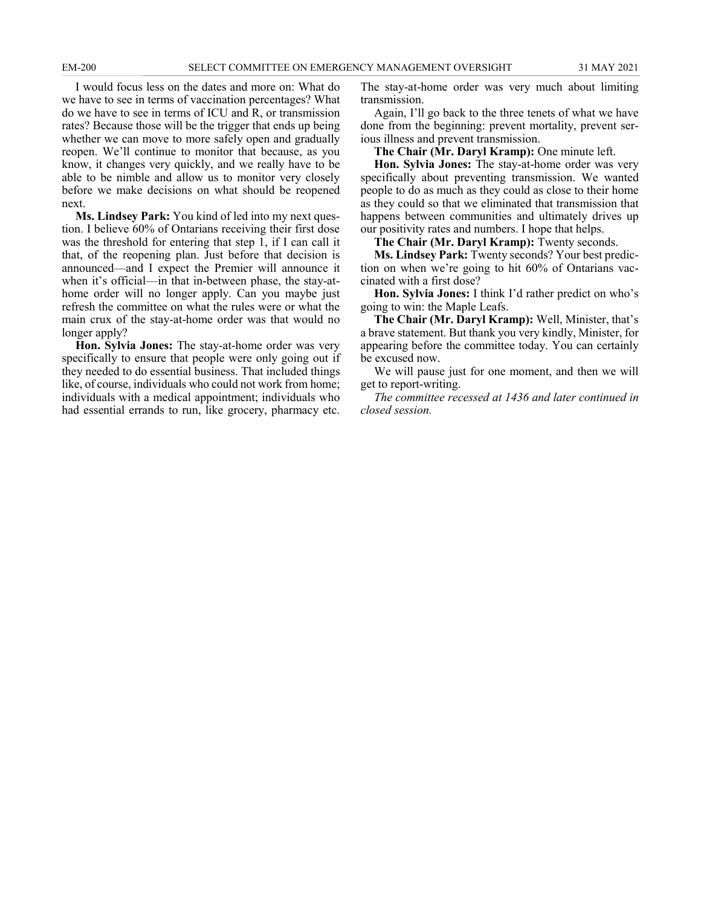I would focus less on the dates and more on: What do we have to see in terms of vaccination percentages? What do we have to see in terms of ICU and R, or transmission rates? Because those will be the trigger that ends up being whether we can move to more safely open and gradually reopen. We'll continue to monitor that because, as you know, it changes very quickly, and we really have to be able to be nimble and allow us to monitor very closely before we make decisions on what should be reopened next.

**Ms. Lindsey Park:** You kind of led into my next question. I believe 60% of Ontarians receiving their first dose was the threshold for entering that step 1, if I can call it that, of the reopening plan. Just before that decision is announced—and I expect the Premier will announce it when it's official—in that in-between phase, the stay-at-home order will no longer apply. Can you maybe just refresh the committee on what the rules were or what the main crux of the stay-at-home order was that would no longer apply?

**Hon. Sylvia Jones:** The stay-at-home order was very specifically to ensure that people were only going out if they needed to do essential business. That included things like, of course, individuals who could not work from home; individuals with a medical appointment; individuals who had essential errands to run, like grocery, pharmacy etc. The stay-at-home order was very much about limiting transmission.

Again, I'll go back to the three tenets of what we have done from the beginning: prevent mortality, prevent serious illness and prevent transmission.

**The Chair (Mr. Daryl Kramp):** One minute left.

**Hon. Sylvia Jones:** The stay-at-home order was very specifically about preventing transmission. We wanted people to do as much as they could as close to their home as they could so that we eliminated that transmission that happens between communities and ultimately drives up our positivity rates and numbers. I hope that helps.

**The Chair (Mr. Daryl Kramp):** Twenty seconds.

**Ms. Lindsey Park:** Twenty seconds? Your best prediction on when we're going to hit 60% of Ontarians vaccinated with a first dose?

**Hon. Sylvia Jones:** I think I'd rather predict on who's going to win: the Maple Leafs.

**The Chair (Mr. Daryl Kramp):** Well, Minister, that's a brave statement. But thank you very kindly, Minister, for appearing before the committee today. You can certainly be excused now.

We will pause just for one moment, and then we will get to report-writing.

*The committee recessed at 1436 and later continued in closed session.*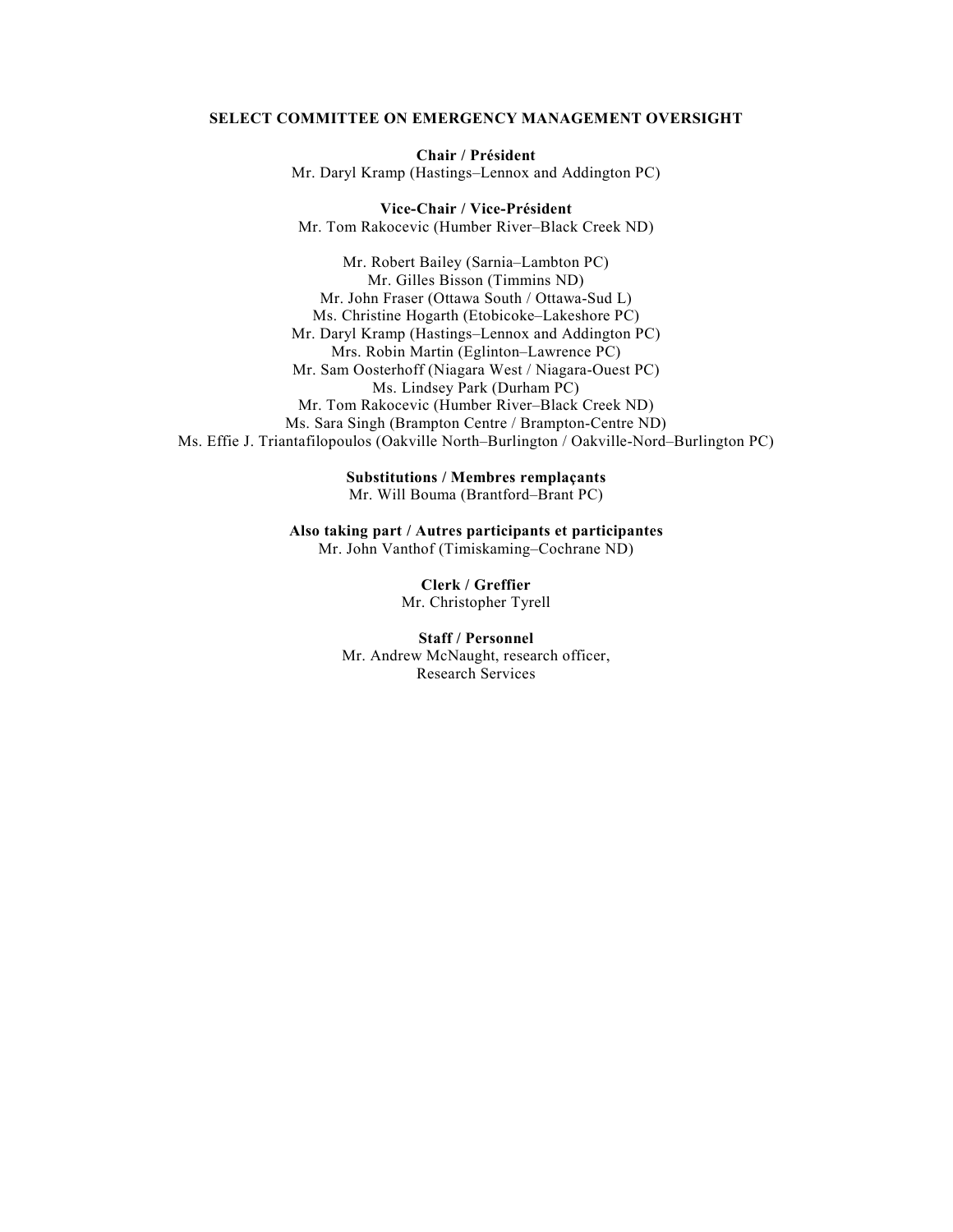## SELECT COMMITTEE ON EMERGENCY MANAGEMENT OVERSIGHT

**Chair / Président**
Mr. Daryl Kramp (Hastings–Lennox and Addington PC)

**Vice-Chair / Vice-Président**
Mr. Tom Rakocevic (Humber River–Black Creek ND)

Mr. Robert Bailey (Sarnia–Lambton PC)
Mr. Gilles Bisson (Timmins ND)
Mr. John Fraser (Ottawa South / Ottawa-Sud L)
Ms. Christine Hogarth (Etobicoke–Lakeshore PC)
Mr. Daryl Kramp (Hastings–Lennox and Addington PC)
Mrs. Robin Martin (Eglinton–Lawrence PC)
Mr. Sam Oosterhoff (Niagara West / Niagara-Ouest PC)
Ms. Lindsey Park (Durham PC)
Mr. Tom Rakocevic (Humber River–Black Creek ND)
Ms. Sara Singh (Brampton Centre / Brampton-Centre ND)
Ms. Effie J. Triantafilopoulos (Oakville North–Burlington / Oakville-Nord–Burlington PC)

**Substitutions / Membres remplaçants**
Mr. Will Bouma (Brantford–Brant PC)

**Also taking part / Autres participants et participantes**
Mr. John Vanthof (Timiskaming–Cochrane ND)

**Clerk / Greffier**
Mr. Christopher Tyrell

**Staff / Personnel**
Mr. Andrew McNaught, research officer,
Research Services